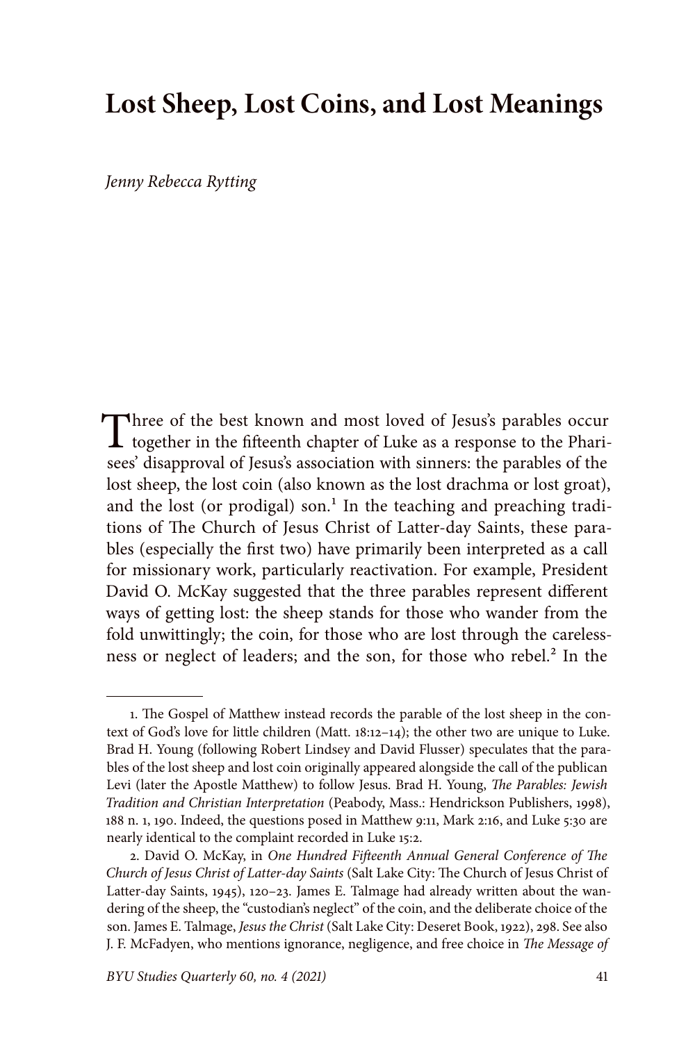# Lost Sheep, Lost Coins, and Lost Meanings

*Jenny Rebecca Rytting*

Three of the best known and most loved of Jesus's parables occur together in the fifteenth chapter of Luke as a response to the Pharisees' disapproval of Jesus's association with sinners: the parables of the lost sheep, the lost coin (also known as the lost drachma or lost groat), and the lost (or prodigal) son.[1] In the teaching and preaching traditions of The Church of Jesus Christ of Latter-day Saints, these parables (especially the first two) have primarily been interpreted as a call for missionary work, particularly reactivation. For example, President David O. McKay suggested that the three parables represent different ways of getting lost: the sheep stands for those who wander from the fold unwittingly; the coin, for those who are lost through the carelessness or neglect of leaders; and the son, for those who rebel.[2] In the

---

1. The Gospel of Matthew instead records the parable of the lost sheep in the context of God's love for little children (Matt. 18:12–14); the other two are unique to Luke. Brad H. Young (following Robert Lindsey and David Flusser) speculates that the parables of the lost sheep and lost coin originally appeared alongside the call of the publican Levi (later the Apostle Matthew) to follow Jesus. Brad H. Young, *The Parables: Jewish Tradition and Christian Interpretation* (Peabody, Mass.: Hendrickson Publishers, 1998), 188 n. 1, 190. Indeed, the questions posed in Matthew 9:11, Mark 2:16, and Luke 5:30 are nearly identical to the complaint recorded in Luke 15:2.

2. David O. McKay, in *One Hundred Fifteenth Annual General Conference of The Church of Jesus Christ of Latter-day Saints* (Salt Lake City: The Church of Jesus Christ of Latter-day Saints, 1945), 120–23. James E. Talmage had already written about the wandering of the sheep, the "custodian's neglect" of the coin, and the deliberate choice of the son. James E. Talmage, *Jesus the Christ* (Salt Lake City: Deseret Book, 1922), 298. See also J. F. McFadyen, who mentions ignorance, negligence, and free choice in *The Message of*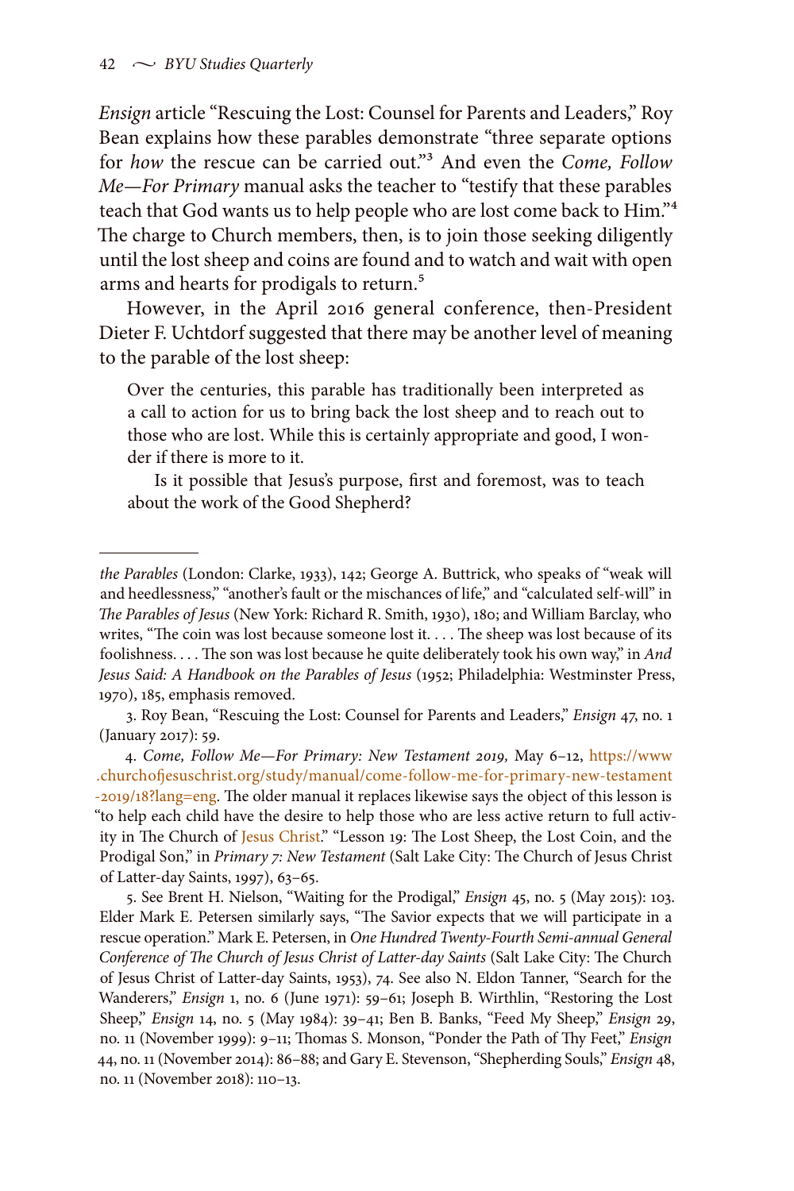*Ensign* article "Rescuing the Lost: Counsel for Parents and Leaders," Roy Bean explains how these parables demonstrate "three separate options for *how* the rescue can be carried out."[3] And even the *Come, Follow Me—For Primary* manual asks the teacher to "testify that these parables teach that God wants us to help people who are lost come back to Him."[4] The charge to Church members, then, is to join those seeking diligently until the lost sheep and coins are found and to watch and wait with open arms and hearts for prodigals to return.[5]

However, in the April 2016 general conference, then-President Dieter F. Uchtdorf suggested that there may be another level of meaning to the parable of the lost sheep:

> Over the centuries, this parable has traditionally been interpreted as a call to action for us to bring back the lost sheep and to reach out to those who are lost. While this is certainly appropriate and good, I wonder if there is more to it.
>
> Is it possible that Jesus's purpose, first and foremost, was to teach about the work of the Good Shepherd?

---

*the Parables* (London: Clarke, 1933), 142; George A. Buttrick, who speaks of "weak will and heedlessness," "another's fault or the mischances of life," and "calculated self-will" in *The Parables of Jesus* (New York: Richard R. Smith, 1930), 180; and William Barclay, who writes, "The coin was lost because someone lost it. . . . The sheep was lost because of its foolishness. . . . The son was lost because he quite deliberately took his own way," in *And Jesus Said: A Handbook on the Parables of Jesus* (1952; Philadelphia: Westminster Press, 1970), 185, emphasis removed.

3. Roy Bean, "Rescuing the Lost: Counsel for Parents and Leaders," *Ensign* 47, no. 1 (January 2017): 59.

4. *Come, Follow Me—For Primary: New Testament 2019,* May 6–12, https://www.churchofjesuschrist.org/study/manual/come-follow-me-for-primary-new-testament-2019/18?lang=eng. The older manual it replaces likewise says the object of this lesson is "to help each child have the desire to help those who are less active return to full activity in The Church of Jesus Christ." "Lesson 19: The Lost Sheep, the Lost Coin, and the Prodigal Son," in *Primary 7: New Testament* (Salt Lake City: The Church of Jesus Christ of Latter-day Saints, 1997), 63–65.

5. See Brent H. Nielson, "Waiting for the Prodigal," *Ensign* 45, no. 5 (May 2015): 103. Elder Mark E. Petersen similarly says, "The Savior expects that we will participate in a rescue operation." Mark E. Petersen, in *One Hundred Twenty-Fourth Semi-annual General Conference of The Church of Jesus Christ of Latter-day Saints* (Salt Lake City: The Church of Jesus Christ of Latter-day Saints, 1953), 74. See also N. Eldon Tanner, "Search for the Wanderers," *Ensign* 1, no. 6 (June 1971): 59–61; Joseph B. Wirthlin, "Restoring the Lost Sheep," *Ensign* 14, no. 5 (May 1984): 39–41; Ben B. Banks, "Feed My Sheep," *Ensign* 29, no. 11 (November 1999): 9–11; Thomas S. Monson, "Ponder the Path of Thy Feet," *Ensign* 44, no. 11 (November 2014): 86–88; and Gary E. Stevenson, "Shepherding Souls," *Ensign* 48, no. 11 (November 2018): 110–13.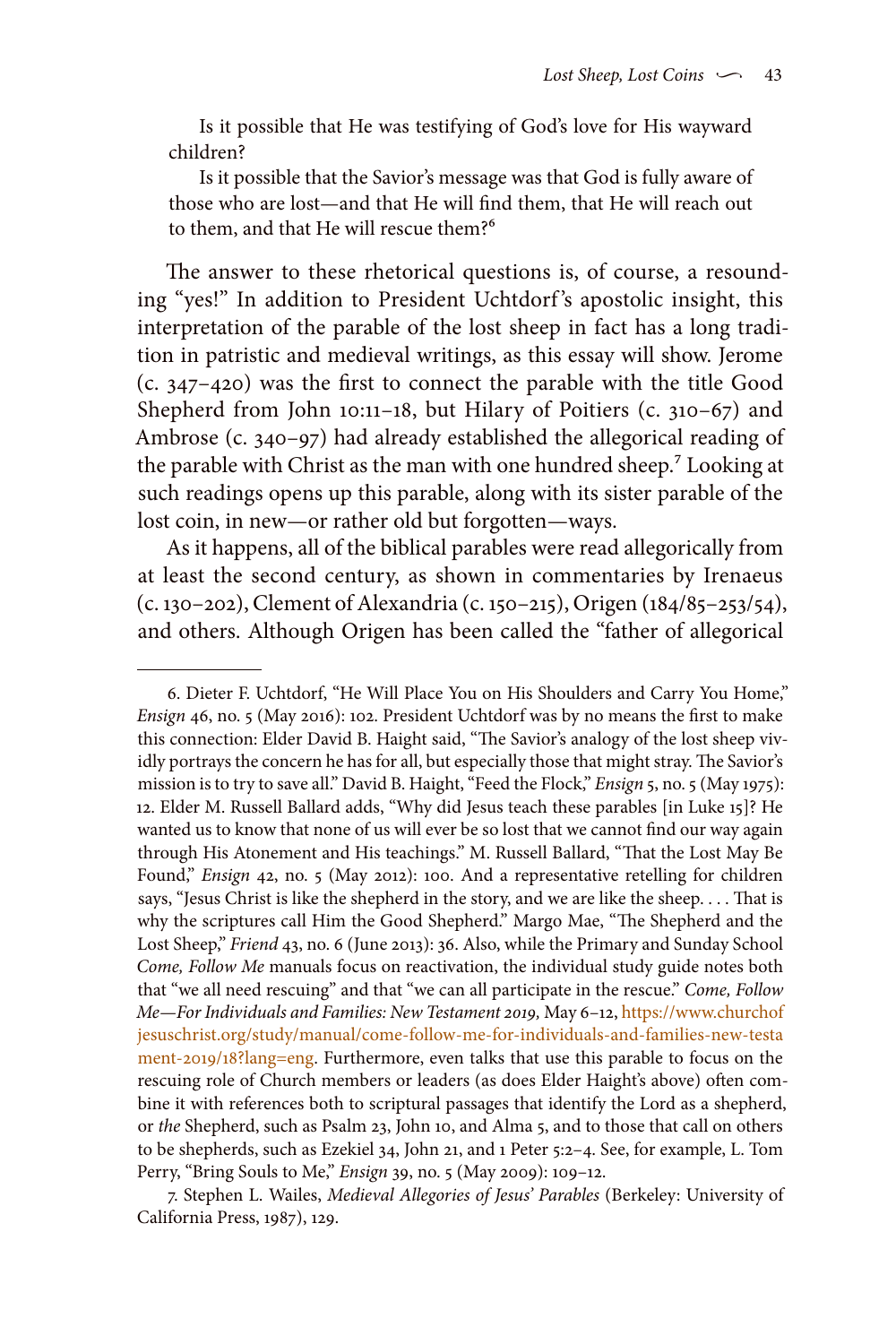Is it possible that He was testifying of God's love for His wayward children?

Is it possible that the Savior's message was that God is fully aware of those who are lost—and that He will find them, that He will reach out to them, and that He will rescue them?[6]

The answer to these rhetorical questions is, of course, a resounding "yes!" In addition to President Uchtdorf's apostolic insight, this interpretation of the parable of the lost sheep in fact has a long tradition in patristic and medieval writings, as this essay will show. Jerome (c. 347–420) was the first to connect the parable with the title Good Shepherd from John 10:11–18, but Hilary of Poitiers (c. 310–67) and Ambrose (c. 340–97) had already established the allegorical reading of the parable with Christ as the man with one hundred sheep.[7] Looking at such readings opens up this parable, along with its sister parable of the lost coin, in new—or rather old but forgotten—ways.

As it happens, all of the biblical parables were read allegorically from at least the second century, as shown in commentaries by Irenaeus (c. 130–202), Clement of Alexandria (c. 150–215), Origen (184/85–253/54), and others. Although Origen has been called the "father of allegorical

---

6. Dieter F. Uchtdorf, "He Will Place You on His Shoulders and Carry You Home," *Ensign* 46, no. 5 (May 2016): 102. President Uchtdorf was by no means the first to make this connection: Elder David B. Haight said, "The Savior's analogy of the lost sheep vividly portrays the concern he has for all, but especially those that might stray. The Savior's mission is to try to save all." David B. Haight, "Feed the Flock," *Ensign* 5, no. 5 (May 1975): 12. Elder M. Russell Ballard adds, "Why did Jesus teach these parables [in Luke 15]? He wanted us to know that none of us will ever be so lost that we cannot find our way again through His Atonement and His teachings." M. Russell Ballard, "That the Lost May Be Found," *Ensign* 42, no. 5 (May 2012): 100. And a representative retelling for children says, "Jesus Christ is like the shepherd in the story, and we are like the sheep. . . . That is why the scriptures call Him the Good Shepherd." Margo Mae, "The Shepherd and the Lost Sheep," *Friend* 43, no. 6 (June 2013): 36. Also, while the Primary and Sunday School *Come, Follow Me* manuals focus on reactivation, the individual study guide notes both that "we all need rescuing" and that "we can all participate in the rescue." *Come, Follow Me—For Individuals and Families: New Testament 2019,* May 6–12, https://www.churchofjesuschrist.org/study/manual/come-follow-me-for-individuals-and-families-new-testament-2019/18?lang=eng. Furthermore, even talks that use this parable to focus on the rescuing role of Church members or leaders (as does Elder Haight's above) often combine it with references both to scriptural passages that identify the Lord as a shepherd, or *the* Shepherd, such as Psalm 23, John 10, and Alma 5, and to those that call on others to be shepherds, such as Ezekiel 34, John 21, and 1 Peter 5:2–4. See, for example, L. Tom Perry, "Bring Souls to Me," *Ensign* 39, no. 5 (May 2009): 109–12.

7. Stephen L. Wailes, *Medieval Allegories of Jesus' Parables* (Berkeley: University of California Press, 1987), 129.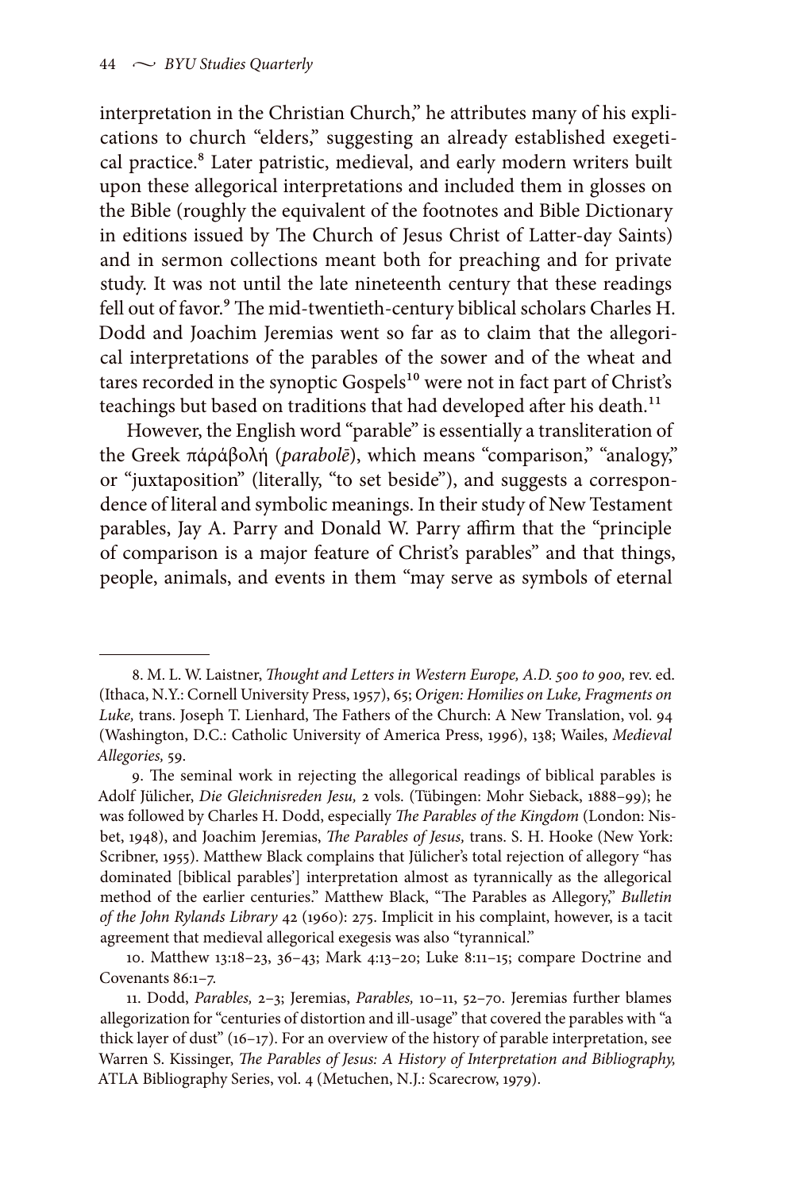interpretation in the Christian Church," he attributes many of his explications to church "elders," suggesting an already established exegetical practice.[8] Later patristic, medieval, and early modern writers built upon these allegorical interpretations and included them in glosses on the Bible (roughly the equivalent of the footnotes and Bible Dictionary in editions issued by The Church of Jesus Christ of Latter-day Saints) and in sermon collections meant both for preaching and for private study. It was not until the late nineteenth century that these readings fell out of favor.[9] The mid-twentieth-century biblical scholars Charles H. Dodd and Joachim Jeremias went so far as to claim that the allegorical interpretations of the parables of the sower and of the wheat and tares recorded in the synoptic Gospels[10] were not in fact part of Christ's teachings but based on traditions that had developed after his death.[11]

However, the English word "parable" is essentially a transliteration of the Greek πάράβολή (*parabolē*), which means "comparison," "analogy," or "juxtaposition" (literally, "to set beside"), and suggests a correspondence of literal and symbolic meanings. In their study of New Testament parables, Jay A. Parry and Donald W. Parry affirm that the "principle of comparison is a major feature of Christ's parables" and that things, people, animals, and events in them "may serve as symbols of eternal

---

8. M. L. W. Laistner, *Thought and Letters in Western Europe, A.D. 500 to 900,* rev. ed. (Ithaca, N.Y.: Cornell University Press, 1957), 65; *Origen: Homilies on Luke, Fragments on Luke,* trans. Joseph T. Lienhard, The Fathers of the Church: A New Translation, vol. 94 (Washington, D.C.: Catholic University of America Press, 1996), 138; Wailes, *Medieval Allegories,* 59.

9. The seminal work in rejecting the allegorical readings of biblical parables is Adolf Jülicher, *Die Gleichnisreden Jesu,* 2 vols. (Tübingen: Mohr Sieback, 1888–99); he was followed by Charles H. Dodd, especially *The Parables of the Kingdom* (London: Nisbet, 1948), and Joachim Jeremias, *The Parables of Jesus,* trans. S. H. Hooke (New York: Scribner, 1955). Matthew Black complains that Jülicher's total rejection of allegory "has dominated [biblical parables'] interpretation almost as tyrannically as the allegorical method of the earlier centuries." Matthew Black, "The Parables as Allegory," *Bulletin of the John Rylands Library* 42 (1960): 275. Implicit in his complaint, however, is a tacit agreement that medieval allegorical exegesis was also "tyrannical."

10. Matthew 13:18–23, 36–43; Mark 4:13–20; Luke 8:11–15; compare Doctrine and Covenants 86:1–7.

11. Dodd, *Parables,* 2–3; Jeremias, *Parables,* 10–11, 52–70. Jeremias further blames allegorization for "centuries of distortion and ill-usage" that covered the parables with "a thick layer of dust" (16–17). For an overview of the history of parable interpretation, see Warren S. Kissinger, *The Parables of Jesus: A History of Interpretation and Bibliography,* ATLA Bibliography Series, vol. 4 (Metuchen, N.J.: Scarecrow, 1979).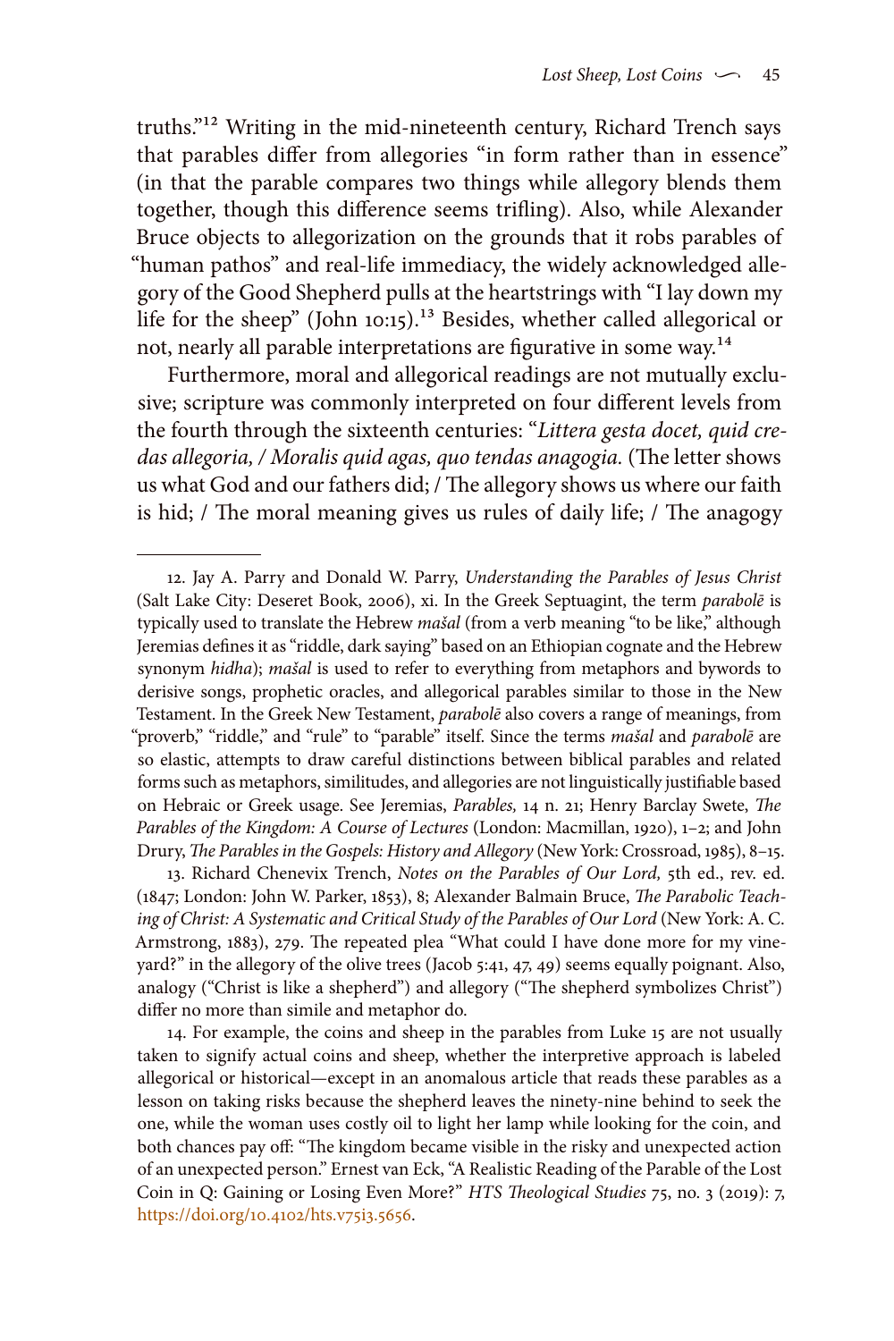truths."[12] Writing in the mid-nineteenth century, Richard Trench says that parables differ from allegories "in form rather than in essence" (in that the parable compares two things while allegory blends them together, though this difference seems trifling). Also, while Alexander Bruce objects to allegorization on the grounds that it robs parables of "human pathos" and real-life immediacy, the widely acknowledged allegory of the Good Shepherd pulls at the heartstrings with "I lay down my life for the sheep" (John 10:15).[13] Besides, whether called allegorical or not, nearly all parable interpretations are figurative in some way.[14]

Furthermore, moral and allegorical readings are not mutually exclusive; scripture was commonly interpreted on four different levels from the fourth through the sixteenth centuries: "*Littera gesta docet, quid credas allegoria, / Moralis quid agas, quo tendas anagogia.* (The letter shows us what God and our fathers did; / The allegory shows us where our faith is hid; / The moral meaning gives us rules of daily life; / The anagogy

---

12. Jay A. Parry and Donald W. Parry, *Understanding the Parables of Jesus Christ* (Salt Lake City: Deseret Book, 2006), xi. In the Greek Septuagint, the term *parabolē* is typically used to translate the Hebrew *mašal* (from a verb meaning "to be like," although Jeremias defines it as "riddle, dark saying" based on an Ethiopian cognate and the Hebrew synonym *hidha*); *mašal* is used to refer to everything from metaphors and bywords to derisive songs, prophetic oracles, and allegorical parables similar to those in the New Testament. In the Greek New Testament, *parabolē* also covers a range of meanings, from "proverb," "riddle," and "rule" to "parable" itself. Since the terms *mašal* and *parabolē* are so elastic, attempts to draw careful distinctions between biblical parables and related forms such as metaphors, similitudes, and allegories are not linguistically justifiable based on Hebraic or Greek usage. See Jeremias, *Parables,* 14 n. 21; Henry Barclay Swete, *The Parables of the Kingdom: A Course of Lectures* (London: Macmillan, 1920), 1–2; and John Drury, *The Parables in the Gospels: History and Allegory* (New York: Crossroad, 1985), 8–15.

13. Richard Chenevix Trench, *Notes on the Parables of Our Lord,* 5th ed., rev. ed. (1847; London: John W. Parker, 1853), 8; Alexander Balmain Bruce, *The Parabolic Teaching of Christ: A Systematic and Critical Study of the Parables of Our Lord* (New York: A. C. Armstrong, 1883), 279. The repeated plea "What could I have done more for my vineyard?" in the allegory of the olive trees (Jacob 5:41, 47, 49) seems equally poignant. Also, analogy ("Christ is like a shepherd") and allegory ("The shepherd symbolizes Christ") differ no more than simile and metaphor do.

14. For example, the coins and sheep in the parables from Luke 15 are not usually taken to signify actual coins and sheep, whether the interpretive approach is labeled allegorical or historical—except in an anomalous article that reads these parables as a lesson on taking risks because the shepherd leaves the ninety-nine behind to seek the one, while the woman uses costly oil to light her lamp while looking for the coin, and both chances pay off: "The kingdom became visible in the risky and unexpected action of an unexpected person." Ernest van Eck, "A Realistic Reading of the Parable of the Lost Coin in Q: Gaining or Losing Even More?" *HTS Theological Studies* 75, no. 3 (2019): 7, https://doi.org/10.4102/hts.v75i3.5656.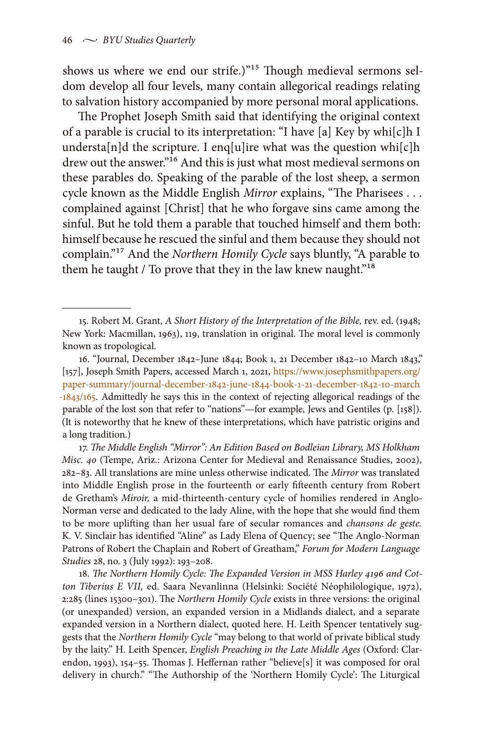shows us where we end our strife.)"[15] Though medieval sermons seldom develop all four levels, many contain allegorical readings relating to salvation history accompanied by more personal moral applications.

The Prophet Joseph Smith said that identifying the original context of a parable is crucial to its interpretation: "I have [a] Key by whi[c]h I understa[n]d the scripture. I enq[u]ire what was the question whi[c]h drew out the answer."[16] And this is just what most medieval sermons on these parables do. Speaking of the parable of the lost sheep, a sermon cycle known as the Middle English *Mirror* explains, "The Pharisees . . . complained against [Christ] that he who forgave sins came among the sinful. But he told them a parable that touched himself and them both: himself because he rescued the sinful and them because they should not complain."[17] And the *Northern Homily Cycle* says bluntly, "A parable to them he taught / To prove that they in the law knew naught."[18]

---

15. Robert M. Grant, *A Short History of the Interpretation of the Bible,* rev. ed. (1948; New York: Macmillan, 1963), 119, translation in original. The moral level is commonly known as tropological.

16. "Journal, December 1842–June 1844; Book 1, 21 December 1842–10 March 1843," [157], Joseph Smith Papers, accessed March 1, 2021, https://www.josephsmithpapers.org/paper-summary/journal-december-1842-june-1844-book-1-21-december-1842-10-march-1843/165. Admittedly he says this in the context of rejecting allegorical readings of the parable of the lost son that refer to "nations"—for example, Jews and Gentiles (p. [158]). (It is noteworthy that he knew of these interpretations, which have patristic origins and a long tradition.)

17. *The Middle English "Mirror": An Edition Based on Bodleian Library, MS Holkham Misc. 40* (Tempe, Ariz.: Arizona Center for Medieval and Renaissance Studies, 2002), 282–83. All translations are mine unless otherwise indicated. The *Mirror* was translated into Middle English prose in the fourteenth or early fifteenth century from Robert de Gretham's *Miroir,* a mid-thirteenth-century cycle of homilies rendered in Anglo-Norman verse and dedicated to the lady Aline, with the hope that she would find them to be more uplifting than her usual fare of secular romances and *chansons de geste.* K. V. Sinclair has identified "Aline" as Lady Elena of Quency; see "The Anglo-Norman Patrons of Robert the Chaplain and Robert of Greatham," *Forum for Modern Language Studies* 28, no. 3 (July 1992): 193–208.

18. *The Northern Homily Cycle: The Expanded Version in MSS Harley 4196 and Cotton Tiberius E VII,* ed. Saara Nevanlinna (Helsinki: Société Néophilologique, 1972), 2:285 (lines 15300–301). The *Northern Homily Cycle* exists in three versions: the original (or unexpanded) version, an expanded version in a Midlands dialect, and a separate expanded version in a Northern dialect, quoted here. H. Leith Spencer tentatively suggests that the *Northern Homily Cycle* "may belong to that world of private biblical study by the laity." H. Leith Spencer, *English Preaching in the Late Middle Ages* (Oxford: Clarendon, 1993), 154–55. Thomas J. Heffernan rather "believe[s] it was composed for oral delivery in church." "The Authorship of the 'Northern Homily Cycle': The Liturgical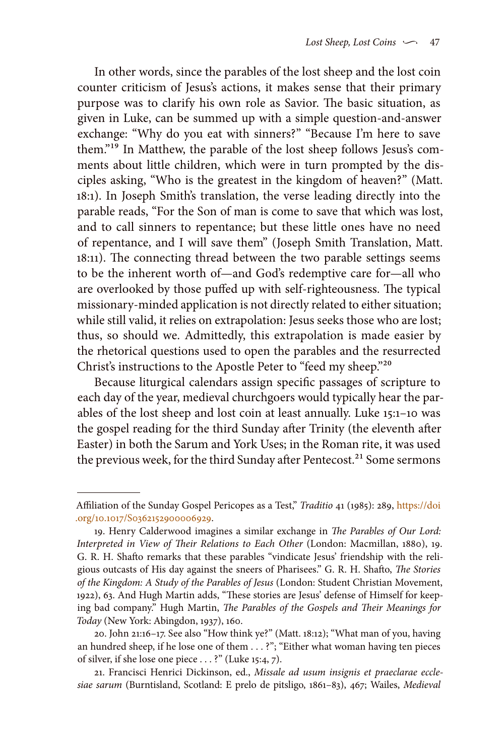In other words, since the parables of the lost sheep and the lost coin counter criticism of Jesus's actions, it makes sense that their primary purpose was to clarify his own role as Savior. The basic situation, as given in Luke, can be summed up with a simple question-and-answer exchange: "Why do you eat with sinners?" "Because I'm here to save them."[19] In Matthew, the parable of the lost sheep follows Jesus's comments about little children, which were in turn prompted by the disciples asking, "Who is the greatest in the kingdom of heaven?" (Matt. 18:1). In Joseph Smith's translation, the verse leading directly into the parable reads, "For the Son of man is come to save that which was lost, and to call sinners to repentance; but these little ones have no need of repentance, and I will save them" (Joseph Smith Translation, Matt. 18:11). The connecting thread between the two parable settings seems to be the inherent worth of—and God's redemptive care for—all who are overlooked by those puffed up with self-righteousness. The typical missionary-minded application is not directly related to either situation; while still valid, it relies on extrapolation: Jesus seeks those who are lost; thus, so should we. Admittedly, this extrapolation is made easier by the rhetorical questions used to open the parables and the resurrected Christ's instructions to the Apostle Peter to "feed my sheep."[20]

Because liturgical calendars assign specific passages of scripture to each day of the year, medieval churchgoers would typically hear the parables of the lost sheep and lost coin at least annually. Luke 15:1–10 was the gospel reading for the third Sunday after Trinity (the eleventh after Easter) in both the Sarum and York Uses; in the Roman rite, it was used the previous week, for the third Sunday after Pentecost.[21] Some sermons

---

Affiliation of the Sunday Gospel Pericopes as a Test," *Traditio* 41 (1985): 289, https://doi.org/10.1017/S0362152900006929.

19. Henry Calderwood imagines a similar exchange in *The Parables of Our Lord: Interpreted in View of Their Relations to Each Other* (London: Macmillan, 1880), 19. G. R. H. Shafto remarks that these parables "vindicate Jesus' friendship with the religious outcasts of His day against the sneers of Pharisees." G. R. H. Shafto, *The Stories of the Kingdom: A Study of the Parables of Jesus* (London: Student Christian Movement, 1922), 63. And Hugh Martin adds, "These stories are Jesus' defense of Himself for keeping bad company." Hugh Martin, *The Parables of the Gospels and Their Meanings for Today* (New York: Abingdon, 1937), 160.

20. John 21:16–17. See also "How think ye?" (Matt. 18:12); "What man of you, having an hundred sheep, if he lose one of them . . . ?"; "Either what woman having ten pieces of silver, if she lose one piece . . . ?" (Luke 15:4, 7).

21. Francisci Henrici Dickinson, ed., *Missale ad usum insignis et praeclarae ecclesiae sarum* (Burntisland, Scotland: E prelo de pitsligo, 1861–83), 467; Wailes, *Medieval*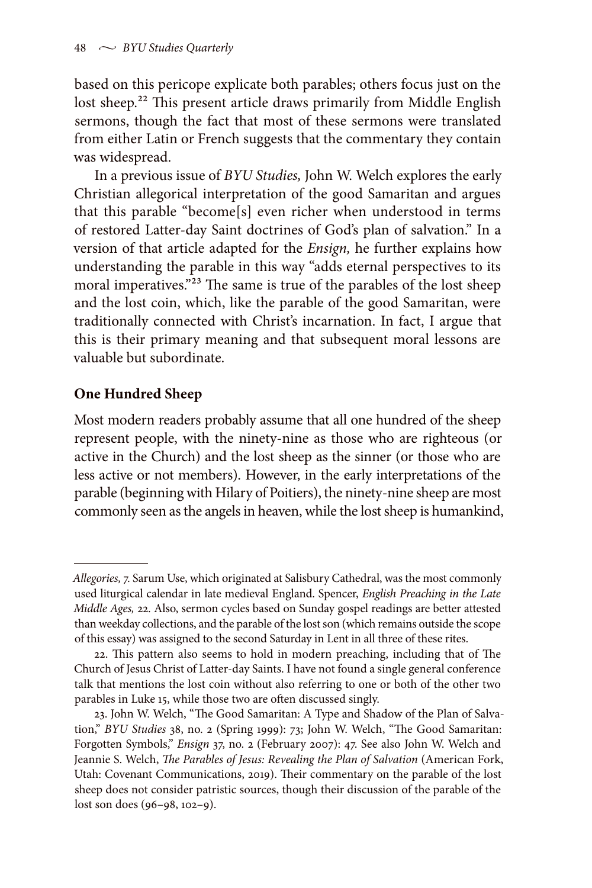based on this pericope explicate both parables; others focus just on the lost sheep.[22] This present article draws primarily from Middle English sermons, though the fact that most of these sermons were translated from either Latin or French suggests that the commentary they contain was widespread.

In a previous issue of *BYU Studies,* John W. Welch explores the early Christian allegorical interpretation of the good Samaritan and argues that this parable "become[s] even richer when understood in terms of restored Latter-day Saint doctrines of God's plan of salvation." In a version of that article adapted for the *Ensign,* he further explains how understanding the parable in this way "adds eternal perspectives to its moral imperatives."[23] The same is true of the parables of the lost sheep and the lost coin, which, like the parable of the good Samaritan, were traditionally connected with Christ's incarnation. In fact, I argue that this is their primary meaning and that subsequent moral lessons are valuable but subordinate.

## One Hundred Sheep

Most modern readers probably assume that all one hundred of the sheep represent people, with the ninety-nine as those who are righteous (or active in the Church) and the lost sheep as the sinner (or those who are less active or not members). However, in the early interpretations of the parable (beginning with Hilary of Poitiers), the ninety-nine sheep are most commonly seen as the angels in heaven, while the lost sheep is humankind,

---

*Allegories,* 7. Sarum Use, which originated at Salisbury Cathedral, was the most commonly used liturgical calendar in late medieval England. Spencer, *English Preaching in the Late Middle Ages,* 22. Also, sermon cycles based on Sunday gospel readings are better attested than weekday collections, and the parable of the lost son (which remains outside the scope of this essay) was assigned to the second Saturday in Lent in all three of these rites.

22. This pattern also seems to hold in modern preaching, including that of The Church of Jesus Christ of Latter-day Saints. I have not found a single general conference talk that mentions the lost coin without also referring to one or both of the other two parables in Luke 15, while those two are often discussed singly.

23. John W. Welch, "The Good Samaritan: A Type and Shadow of the Plan of Salvation," *BYU Studies* 38, no. 2 (Spring 1999): 73; John W. Welch, "The Good Samaritan: Forgotten Symbols," *Ensign* 37, no. 2 (February 2007): 47. See also John W. Welch and Jeannie S. Welch, *The Parables of Jesus: Revealing the Plan of Salvation* (American Fork, Utah: Covenant Communications, 2019). Their commentary on the parable of the lost sheep does not consider patristic sources, though their discussion of the parable of the lost son does (96–98, 102–9).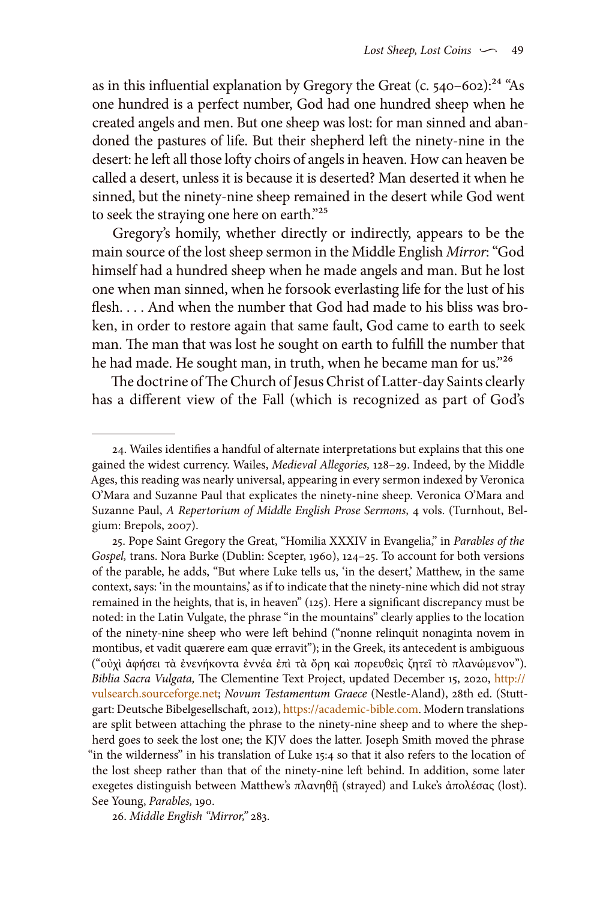as in this influential explanation by Gregory the Great (c. 540–602):[24] "As one hundred is a perfect number, God had one hundred sheep when he created angels and men. But one sheep was lost: for man sinned and abandoned the pastures of life. But their shepherd left the ninety-nine in the desert: he left all those lofty choirs of angels in heaven. How can heaven be called a desert, unless it is because it is deserted? Man deserted it when he sinned, but the ninety-nine sheep remained in the desert while God went to seek the straying one here on earth."[25]

Gregory's homily, whether directly or indirectly, appears to be the main source of the lost sheep sermon in the Middle English *Mirror*: "God himself had a hundred sheep when he made angels and man. But he lost one when man sinned, when he forsook everlasting life for the lust of his flesh. . . . And when the number that God had made to his bliss was broken, in order to restore again that same fault, God came to earth to seek man. The man that was lost he sought on earth to fulfill the number that he had made. He sought man, in truth, when he became man for us."[26]

The doctrine of The Church of Jesus Christ of Latter-day Saints clearly has a different view of the Fall (which is recognized as part of God's

---

24. Wailes identifies a handful of alternate interpretations but explains that this one gained the widest currency. Wailes, *Medieval Allegories,* 128–29. Indeed, by the Middle Ages, this reading was nearly universal, appearing in every sermon indexed by Veronica O'Mara and Suzanne Paul that explicates the ninety-nine sheep. Veronica O'Mara and Suzanne Paul, *A Repertorium of Middle English Prose Sermons,* 4 vols. (Turnhout, Belgium: Brepols, 2007).

25. Pope Saint Gregory the Great, "Homilia XXXIV in Evangelia," in *Parables of the Gospel,* trans. Nora Burke (Dublin: Scepter, 1960), 124–25. To account for both versions of the parable, he adds, "But where Luke tells us, 'in the desert,' Matthew, in the same context, says: 'in the mountains,' as if to indicate that the ninety-nine which did not stray remained in the heights, that is, in heaven" (125). Here a significant discrepancy must be noted: in the Latin Vulgate, the phrase "in the mountains" clearly applies to the location of the ninety-nine sheep who were left behind ("nonne relinquit nonaginta novem in montibus, et vadit quærere eam quæ erravit"); in the Greek, its antecedent is ambiguous ("οὐχὶ ἀφήσει τὰ ἐνενήκοντα ἐννέα ἐπὶ τὰ ὄρη καὶ πορευθεὶς ζητεῖ τὸ πλανώμενον"). *Biblia Sacra Vulgata,* The Clementine Text Project, updated December 15, 2020, http://vulsearch.sourceforge.net; *Novum Testamentum Graece* (Nestle-Aland), 28th ed. (Stuttgart: Deutsche Bibelgesellschaft, 2012), https://academic-bible.com. Modern translations are split between attaching the phrase to the ninety-nine sheep and to where the shepherd goes to seek the lost one; the KJV does the latter. Joseph Smith moved the phrase "in the wilderness" in his translation of Luke 15:4 so that it also refers to the location of the lost sheep rather than that of the ninety-nine left behind. In addition, some later exegetes distinguish between Matthew's πλανηθῇ (strayed) and Luke's ἀπολέσας (lost). See Young, *Parables,* 190.

26. *Middle English "Mirror,"* 283.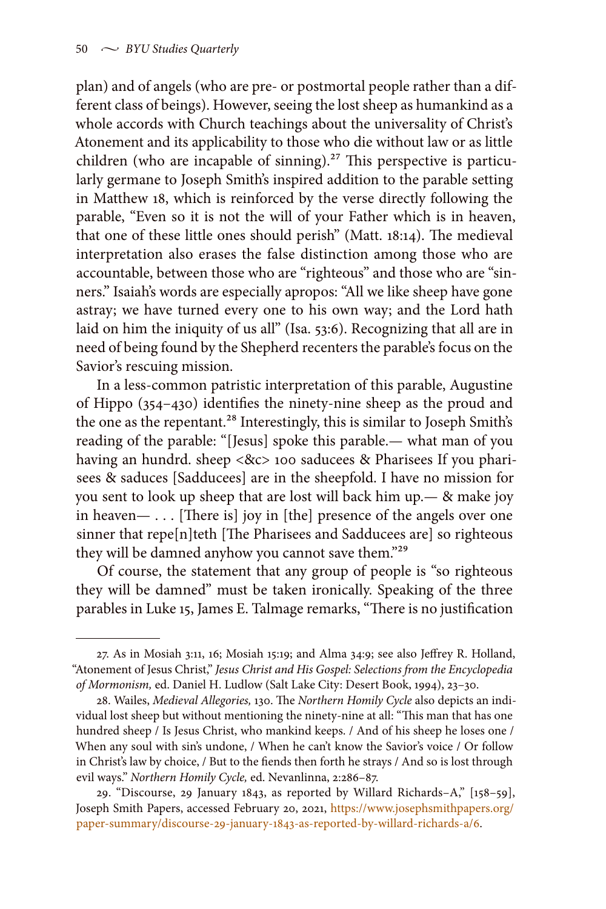plan) and of angels (who are pre- or postmortal people rather than a different class of beings). However, seeing the lost sheep as humankind as a whole accords with Church teachings about the universality of Christ's Atonement and its applicability to those who die without law or as little children (who are incapable of sinning).[27] This perspective is particularly germane to Joseph Smith's inspired addition to the parable setting in Matthew 18, which is reinforced by the verse directly following the parable, "Even so it is not the will of your Father which is in heaven, that one of these little ones should perish" (Matt. 18:14). The medieval interpretation also erases the false distinction among those who are accountable, between those who are "righteous" and those who are "sinners." Isaiah's words are especially apropos: "All we like sheep have gone astray; we have turned every one to his own way; and the Lord hath laid on him the iniquity of us all" (Isa. 53:6). Recognizing that all are in need of being found by the Shepherd recenters the parable's focus on the Savior's rescuing mission.

In a less-common patristic interpretation of this parable, Augustine of Hippo (354–430) identifies the ninety-nine sheep as the proud and the one as the repentant.[28] Interestingly, this is similar to Joseph Smith's reading of the parable: "[Jesus] spoke this parable.— what man of you having an hundrd. sheep <&c> 100 saducees & Pharisees If you pharisees & saduces [Sadducees] are in the sheepfold. I have no mission for you sent to look up sheep that are lost will back him up.— & make joy in heaven— . . . [There is] joy in [the] presence of the angels over one sinner that repe[n]teth [The Pharisees and Sadducees are] so righteous they will be damned anyhow you cannot save them."[29]

Of course, the statement that any group of people is "so righteous they will be damned" must be taken ironically. Speaking of the three parables in Luke 15, James E. Talmage remarks, "There is no justification

---

27. As in Mosiah 3:11, 16; Mosiah 15:19; and Alma 34:9; see also Jeffrey R. Holland, "Atonement of Jesus Christ," *Jesus Christ and His Gospel: Selections from the Encyclopedia of Mormonism,* ed. Daniel H. Ludlow (Salt Lake City: Desert Book, 1994), 23–30.

28. Wailes, *Medieval Allegories,* 130. The *Northern Homily Cycle* also depicts an individual lost sheep but without mentioning the ninety-nine at all: "This man that has one hundred sheep / Is Jesus Christ, who mankind keeps. / And of his sheep he loses one / When any soul with sin's undone, / When he can't know the Savior's voice / Or follow in Christ's law by choice, / But to the fiends then forth he strays / And so is lost through evil ways." *Northern Homily Cycle,* ed. Nevanlinna, 2:286–87.

29. "Discourse, 29 January 1843, as reported by Willard Richards–A," [158–59], Joseph Smith Papers, accessed February 20, 2021, https://www.josephsmithpapers.org/paper-summary/discourse-29-january-1843-as-reported-by-willard-richards-a/6.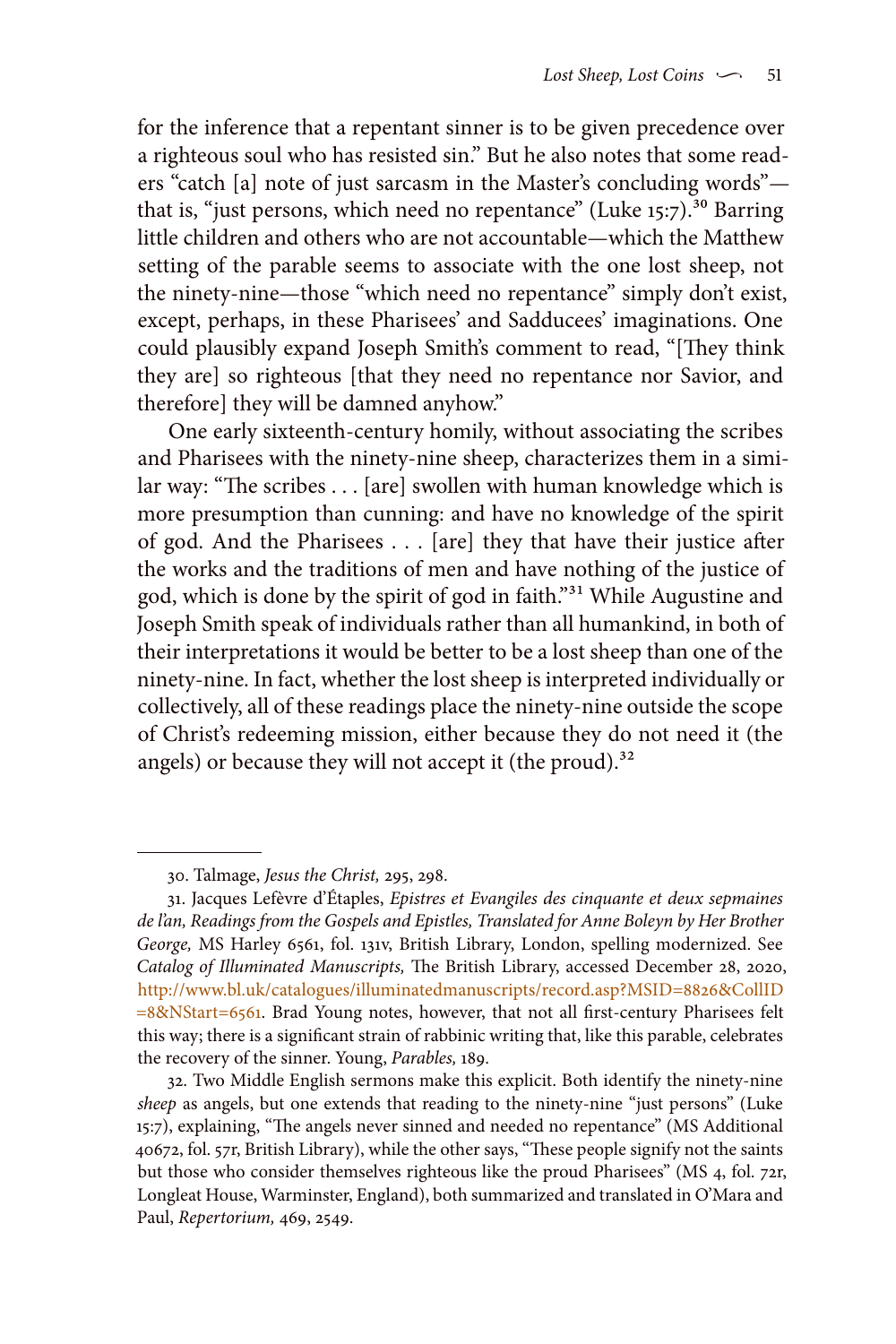for the inference that a repentant sinner is to be given precedence over a righteous soul who has resisted sin." But he also notes that some readers "catch [a] note of just sarcasm in the Master's concluding words"—that is, "just persons, which need no repentance" (Luke 15:7).[30] Barring little children and others who are not accountable—which the Matthew setting of the parable seems to associate with the one lost sheep, not the ninety-nine—those "which need no repentance" simply don't exist, except, perhaps, in these Pharisees' and Sadducees' imaginations. One could plausibly expand Joseph Smith's comment to read, "[They think they are] so righteous [that they need no repentance nor Savior, and therefore] they will be damned anyhow."

One early sixteenth-century homily, without associating the scribes and Pharisees with the ninety-nine sheep, characterizes them in a similar way: "The scribes . . . [are] swollen with human knowledge which is more presumption than cunning: and have no knowledge of the spirit of god. And the Pharisees . . . [are] they that have their justice after the works and the traditions of men and have nothing of the justice of god, which is done by the spirit of god in faith."[31] While Augustine and Joseph Smith speak of individuals rather than all humankind, in both of their interpretations it would be better to be a lost sheep than one of the ninety-nine. In fact, whether the lost sheep is interpreted individually or collectively, all of these readings place the ninety-nine outside the scope of Christ's redeeming mission, either because they do not need it (the angels) or because they will not accept it (the proud).[32]

---

30. Talmage, *Jesus the Christ,* 295, 298.

31. Jacques Lefèvre d'Étaples, *Epistres et Evangiles des cinquante et deux sepmaines de l'an, Readings from the Gospels and Epistles, Translated for Anne Boleyn by Her Brother George,* MS Harley 6561, fol. 131v, British Library, London, spelling modernized. See *Catalog of Illuminated Manuscripts,* The British Library, accessed December 28, 2020, http://www.bl.uk/catalogues/illuminatedmanuscripts/record.asp?MSID=8826&CollID=8&NStart=6561. Brad Young notes, however, that not all first-century Pharisees felt this way; there is a significant strain of rabbinic writing that, like this parable, celebrates the recovery of the sinner. Young, *Parables,* 189.

32. Two Middle English sermons make this explicit. Both identify the ninety-nine *sheep* as angels, but one extends that reading to the ninety-nine "just persons" (Luke 15:7), explaining, "The angels never sinned and needed no repentance" (MS Additional 40672, fol. 57r, British Library), while the other says, "These people signify not the saints but those who consider themselves righteous like the proud Pharisees" (MS 4, fol. 72r, Longleat House, Warminster, England), both summarized and translated in O'Mara and Paul, *Repertorium,* 469, 2549.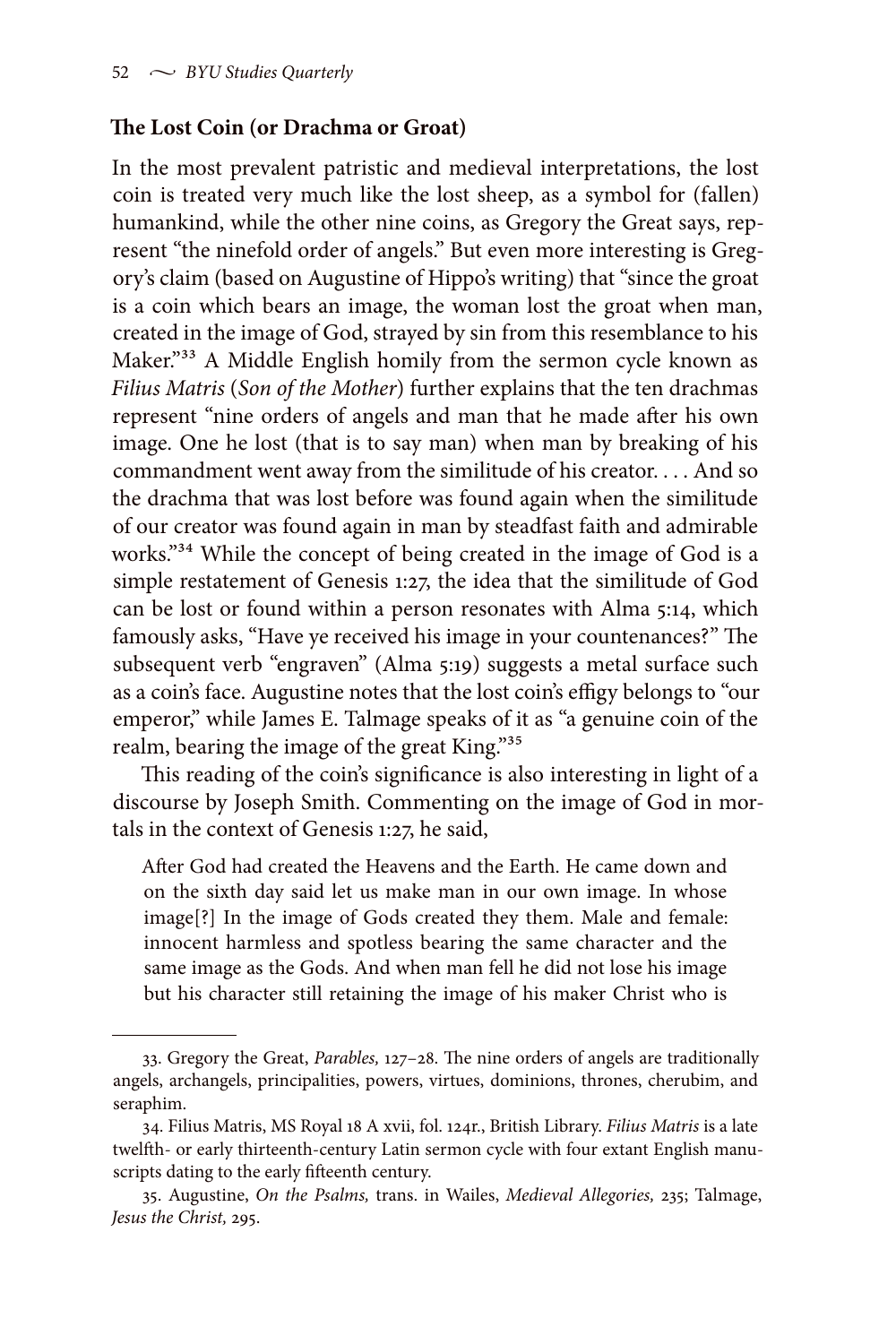### The Lost Coin (or Drachma or Groat)

In the most prevalent patristic and medieval interpretations, the lost coin is treated very much like the lost sheep, as a symbol for (fallen) humankind, while the other nine coins, as Gregory the Great says, represent "the ninefold order of angels." But even more interesting is Gregory's claim (based on Augustine of Hippo's writing) that "since the groat is a coin which bears an image, the woman lost the groat when man, created in the image of God, strayed by sin from this resemblance to his Maker."[33] A Middle English homily from the sermon cycle known as *Filius Matris* (*Son of the Mother*) further explains that the ten drachmas represent "nine orders of angels and man that he made after his own image. One he lost (that is to say man) when man by breaking of his commandment went away from the similitude of his creator. . . . And so the drachma that was lost before was found again when the similitude of our creator was found again in man by steadfast faith and admirable works."[34] While the concept of being created in the image of God is a simple restatement of Genesis 1:27, the idea that the similitude of God can be lost or found within a person resonates with Alma 5:14, which famously asks, "Have ye received his image in your countenances?" The subsequent verb "engraven" (Alma 5:19) suggests a metal surface such as a coin's face. Augustine notes that the lost coin's effigy belongs to "our emperor," while James E. Talmage speaks of it as "a genuine coin of the realm, bearing the image of the great King."[35]

This reading of the coin's significance is also interesting in light of a discourse by Joseph Smith. Commenting on the image of God in mortals in the context of Genesis 1:27, he said,

> After God had created the Heavens and the Earth. He came down and on the sixth day said let us make man in our own image. In whose image[?] In the image of Gods created they them. Male and female: innocent harmless and spotless bearing the same character and the same image as the Gods. And when man fell he did not lose his image but his character still retaining the image of his maker Christ who is

---

33. Gregory the Great, *Parables,* 127–28. The nine orders of angels are traditionally angels, archangels, principalities, powers, virtues, dominions, thrones, cherubim, and seraphim.

34. Filius Matris, MS Royal 18 A xvii, fol. 124r., British Library. *Filius Matris* is a late twelfth- or early thirteenth-century Latin sermon cycle with four extant English manuscripts dating to the early fifteenth century.

35. Augustine, *On the Psalms,* trans. in Wailes, *Medieval Allegories,* 235; Talmage, *Jesus the Christ,* 295.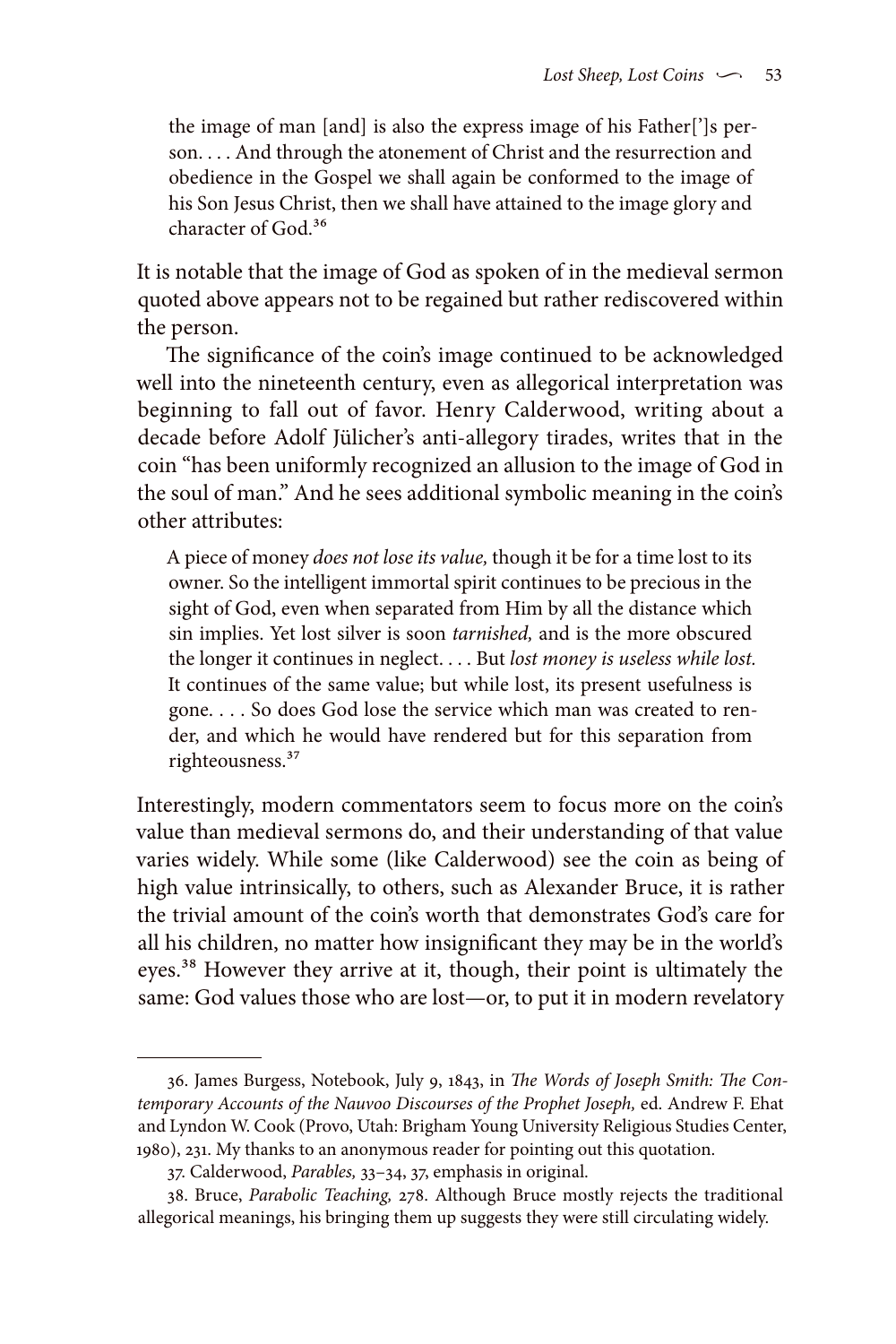> the image of man [and] is also the express image of his Father[']s person. . . . And through the atonement of Christ and the resurrection and obedience in the Gospel we shall again be conformed to the image of his Son Jesus Christ, then we shall have attained to the image glory and character of God.[36]

It is notable that the image of God as spoken of in the medieval sermon quoted above appears not to be regained but rather rediscovered within the person.

The significance of the coin's image continued to be acknowledged well into the nineteenth century, even as allegorical interpretation was beginning to fall out of favor. Henry Calderwood, writing about a decade before Adolf Jülicher's anti-allegory tirades, writes that in the coin "has been uniformly recognized an allusion to the image of God in the soul of man." And he sees additional symbolic meaning in the coin's other attributes:

> A piece of money *does not lose its value,* though it be for a time lost to its owner. So the intelligent immortal spirit continues to be precious in the sight of God, even when separated from Him by all the distance which sin implies. Yet lost silver is soon *tarnished,* and is the more obscured the longer it continues in neglect. . . . But *lost money is useless while lost.* It continues of the same value; but while lost, its present usefulness is gone. . . . So does God lose the service which man was created to render, and which he would have rendered but for this separation from righteousness.[37]

Interestingly, modern commentators seem to focus more on the coin's value than medieval sermons do, and their understanding of that value varies widely. While some (like Calderwood) see the coin as being of high value intrinsically, to others, such as Alexander Bruce, it is rather the trivial amount of the coin's worth that demonstrates God's care for all his children, no matter how insignificant they may be in the world's eyes.[38] However they arrive at it, though, their point is ultimately the same: God values those who are lost—or, to put it in modern revelatory

---

36. James Burgess, Notebook, July 9, 1843, in *The Words of Joseph Smith: The Contemporary Accounts of the Nauvoo Discourses of the Prophet Joseph,* ed. Andrew F. Ehat and Lyndon W. Cook (Provo, Utah: Brigham Young University Religious Studies Center, 1980), 231. My thanks to an anonymous reader for pointing out this quotation.

37. Calderwood, *Parables,* 33–34, 37, emphasis in original.

38. Bruce, *Parabolic Teaching,* 278. Although Bruce mostly rejects the traditional allegorical meanings, his bringing them up suggests they were still circulating widely.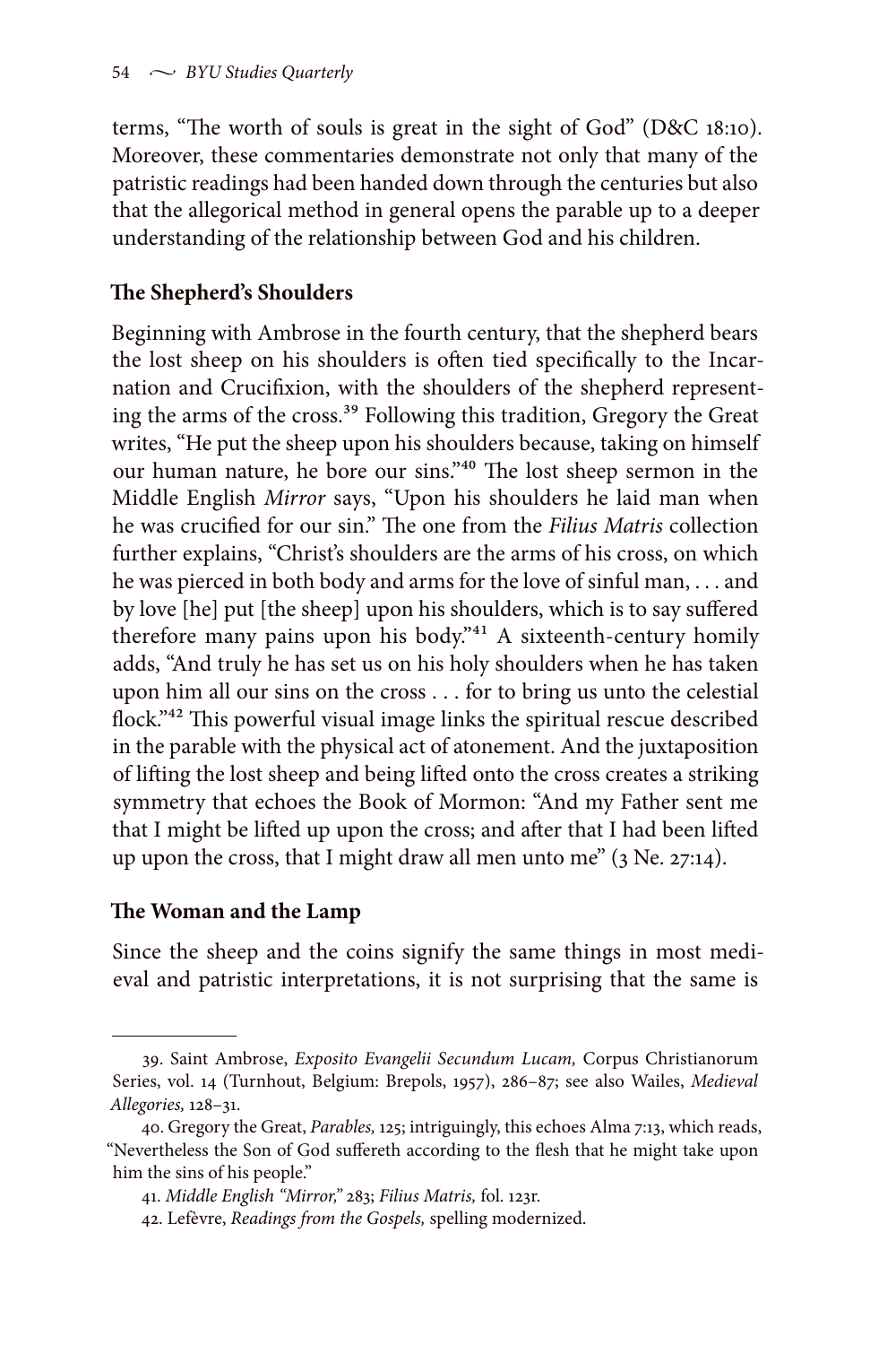terms, "The worth of souls is great in the sight of God" (D&C 18:10). Moreover, these commentaries demonstrate not only that many of the patristic readings had been handed down through the centuries but also that the allegorical method in general opens the parable up to a deeper understanding of the relationship between God and his children.

## The Shepherd's Shoulders

Beginning with Ambrose in the fourth century, that the shepherd bears the lost sheep on his shoulders is often tied specifically to the Incarnation and Crucifixion, with the shoulders of the shepherd representing the arms of the cross.[39] Following this tradition, Gregory the Great writes, "He put the sheep upon his shoulders because, taking on himself our human nature, he bore our sins."[40] The lost sheep sermon in the Middle English *Mirror* says, "Upon his shoulders he laid man when he was crucified for our sin." The one from the *Filius Matris* collection further explains, "Christ's shoulders are the arms of his cross, on which he was pierced in both body and arms for the love of sinful man, . . . and by love [he] put [the sheep] upon his shoulders, which is to say suffered therefore many pains upon his body."[41] A sixteenth-century homily adds, "And truly he has set us on his holy shoulders when he has taken upon him all our sins on the cross . . . for to bring us unto the celestial flock."[42] This powerful visual image links the spiritual rescue described in the parable with the physical act of atonement. And the juxtaposition of lifting the lost sheep and being lifted onto the cross creates a striking symmetry that echoes the Book of Mormon: "And my Father sent me that I might be lifted up upon the cross; and after that I had been lifted up upon the cross, that I might draw all men unto me" (3 Ne. 27:14).

## The Woman and the Lamp

Since the sheep and the coins signify the same things in most medieval and patristic interpretations, it is not surprising that the same is

---

39. Saint Ambrose, *Exposito Evangelii Secundum Lucam,* Corpus Christianorum Series, vol. 14 (Turnhout, Belgium: Brepols, 1957), 286–87; see also Wailes, *Medieval Allegories,* 128–31.

40. Gregory the Great, *Parables,* 125; intriguingly, this echoes Alma 7:13, which reads, "Nevertheless the Son of God suffereth according to the flesh that he might take upon him the sins of his people."

41. *Middle English "Mirror,"* 283; *Filius Matris,* fol. 123r.

42. Lefèvre, *Readings from the Gospels,* spelling modernized.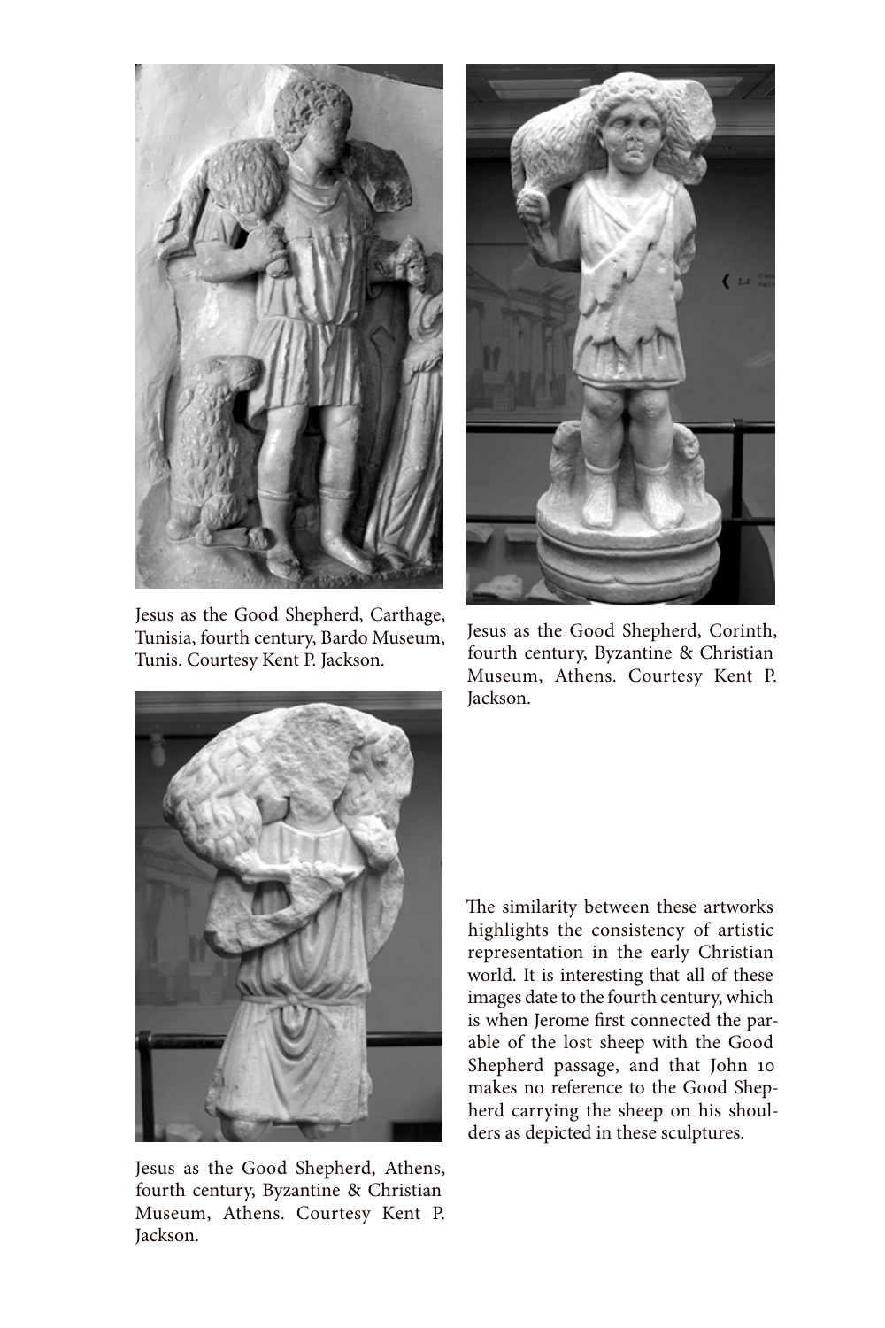Jesus as the Good Shepherd, Carthage, Tunisia, fourth century, Bardo Museum, Tunis. Courtesy Kent P. Jackson.

Jesus as the Good Shepherd, Corinth, fourth century, Byzantine & Christian Museum, Athens. Courtesy Kent P. Jackson.

Jesus as the Good Shepherd, Athens, fourth century, Byzantine & Christian Museum, Athens. Courtesy Kent P. Jackson.

The similarity between these artworks highlights the consistency of artistic representation in the early Christian world. It is interesting that all of these images date to the fourth century, which is when Jerome first connected the parable of the lost sheep with the Good Shepherd passage, and that John 10 makes no reference to the Good Shepherd carrying the sheep on his shoulders as depicted in these sculptures.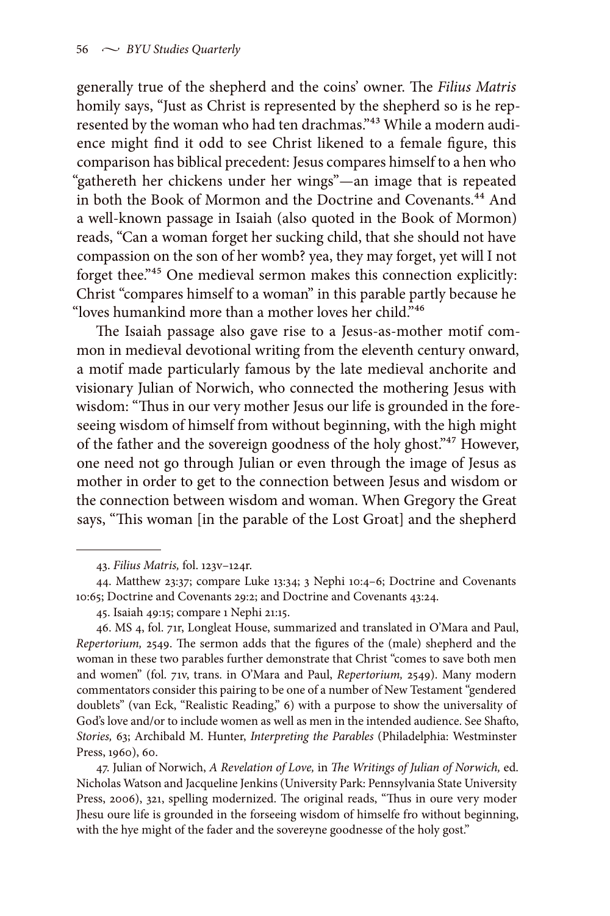generally true of the shepherd and the coins' owner. The *Filius Matris* homily says, "Just as Christ is represented by the shepherd so is he represented by the woman who had ten drachmas."[43] While a modern audience might find it odd to see Christ likened to a female figure, this comparison has biblical precedent: Jesus compares himself to a hen who "gathereth her chickens under her wings"—an image that is repeated in both the Book of Mormon and the Doctrine and Covenants.[44] And a well-known passage in Isaiah (also quoted in the Book of Mormon) reads, "Can a woman forget her sucking child, that she should not have compassion on the son of her womb? yea, they may forget, yet will I not forget thee."[45] One medieval sermon makes this connection explicitly: Christ "compares himself to a woman" in this parable partly because he "loves humankind more than a mother loves her child."[46]

The Isaiah passage also gave rise to a Jesus-as-mother motif common in medieval devotional writing from the eleventh century onward, a motif made particularly famous by the late medieval anchorite and visionary Julian of Norwich, who connected the mothering Jesus with wisdom: "Thus in our very mother Jesus our life is grounded in the foreseeing wisdom of himself from without beginning, with the high might of the father and the sovereign goodness of the holy ghost."[47] However, one need not go through Julian or even through the image of Jesus as mother in order to get to the connection between Jesus and wisdom or the connection between wisdom and woman. When Gregory the Great says, "This woman [in the parable of the Lost Groat] and the shepherd

---

43. *Filius Matris,* fol. 123v–124r.

44. Matthew 23:37; compare Luke 13:34; 3 Nephi 10:4–6; Doctrine and Covenants 10:65; Doctrine and Covenants 29:2; and Doctrine and Covenants 43:24.

45. Isaiah 49:15; compare 1 Nephi 21:15.

46. MS 4, fol. 71r, Longleat House, summarized and translated in O'Mara and Paul, *Repertorium,* 2549. The sermon adds that the figures of the (male) shepherd and the woman in these two parables further demonstrate that Christ "comes to save both men and women" (fol. 71v, trans. in O'Mara and Paul, *Repertorium,* 2549). Many modern commentators consider this pairing to be one of a number of New Testament "gendered doublets" (van Eck, "Realistic Reading," 6) with a purpose to show the universality of God's love and/or to include women as well as men in the intended audience. See Shafto, *Stories,* 63; Archibald M. Hunter, *Interpreting the Parables* (Philadelphia: Westminster Press, 1960), 60.

47. Julian of Norwich, *A Revelation of Love,* in *The Writings of Julian of Norwich,* ed. Nicholas Watson and Jacqueline Jenkins (University Park: Pennsylvania State University Press, 2006), 321, spelling modernized. The original reads, "Thus in oure very moder Jhesu oure life is grounded in the forseeing wisdom of himselfe fro without beginning, with the hye might of the fader and the sovereyne goodnesse of the holy gost."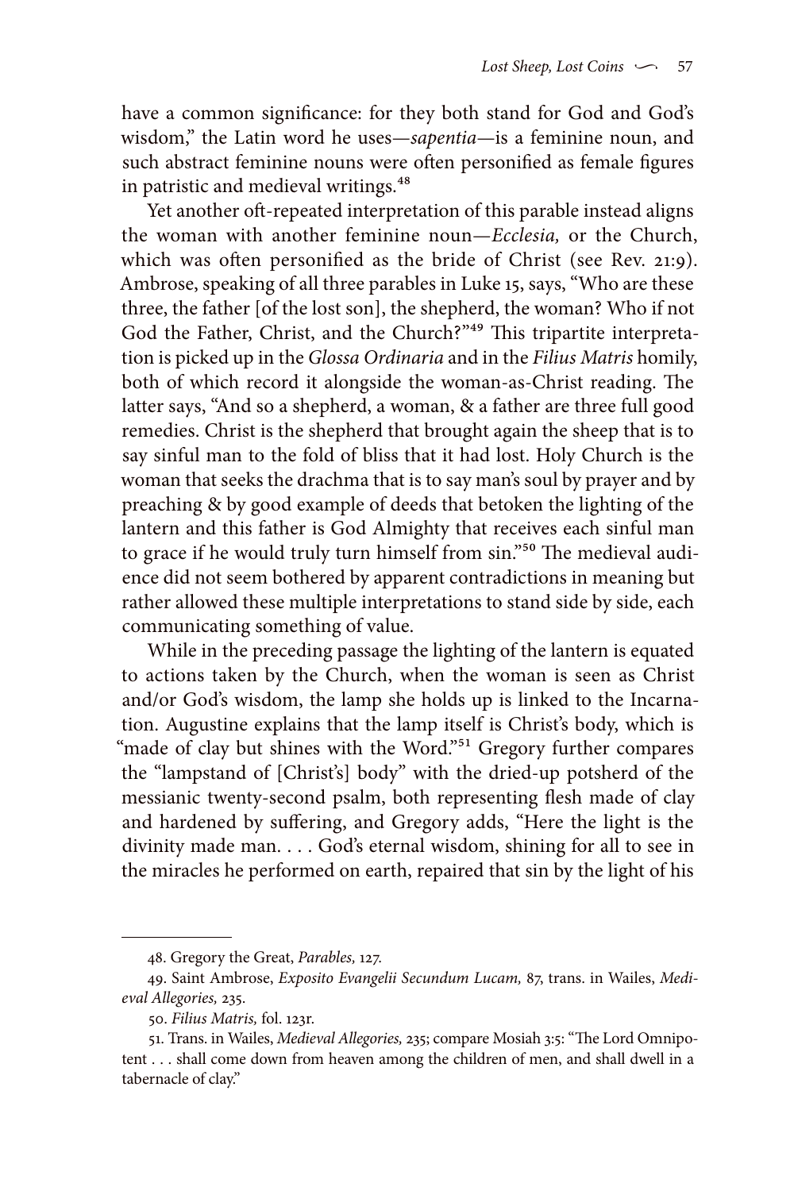have a common significance: for they both stand for God and God's wisdom," the Latin word he uses—*sapentia*—is a feminine noun, and such abstract feminine nouns were often personified as female figures in patristic and medieval writings.[48]

Yet another oft-repeated interpretation of this parable instead aligns the woman with another feminine noun—*Ecclesia,* or the Church, which was often personified as the bride of Christ (see Rev. 21:9). Ambrose, speaking of all three parables in Luke 15, says, "Who are these three, the father [of the lost son], the shepherd, the woman? Who if not God the Father, Christ, and the Church?"[49] This tripartite interpretation is picked up in the *Glossa Ordinaria* and in the *Filius Matris* homily, both of which record it alongside the woman-as-Christ reading. The latter says, "And so a shepherd, a woman, & a father are three full good remedies. Christ is the shepherd that brought again the sheep that is to say sinful man to the fold of bliss that it had lost. Holy Church is the woman that seeks the drachma that is to say man's soul by prayer and by preaching & by good example of deeds that betoken the lighting of the lantern and this father is God Almighty that receives each sinful man to grace if he would truly turn himself from sin."[50] The medieval audience did not seem bothered by apparent contradictions in meaning but rather allowed these multiple interpretations to stand side by side, each communicating something of value.

While in the preceding passage the lighting of the lantern is equated to actions taken by the Church, when the woman is seen as Christ and/or God's wisdom, the lamp she holds up is linked to the Incarnation. Augustine explains that the lamp itself is Christ's body, which is "made of clay but shines with the Word."[51] Gregory further compares the "lampstand of [Christ's] body" with the dried-up potsherd of the messianic twenty-second psalm, both representing flesh made of clay and hardened by suffering, and Gregory adds, "Here the light is the divinity made man. . . . God's eternal wisdom, shining for all to see in the miracles he performed on earth, repaired that sin by the light of his

---

48. Gregory the Great, *Parables,* 127.

49. Saint Ambrose, *Exposito Evangelii Secundum Lucam,* 87, trans. in Wailes, *Medieval Allegories,* 235.

50. *Filius Matris,* fol. 123r.

51. Trans. in Wailes, *Medieval Allegories,* 235; compare Mosiah 3:5: "The Lord Omnipotent . . . shall come down from heaven among the children of men, and shall dwell in a tabernacle of clay."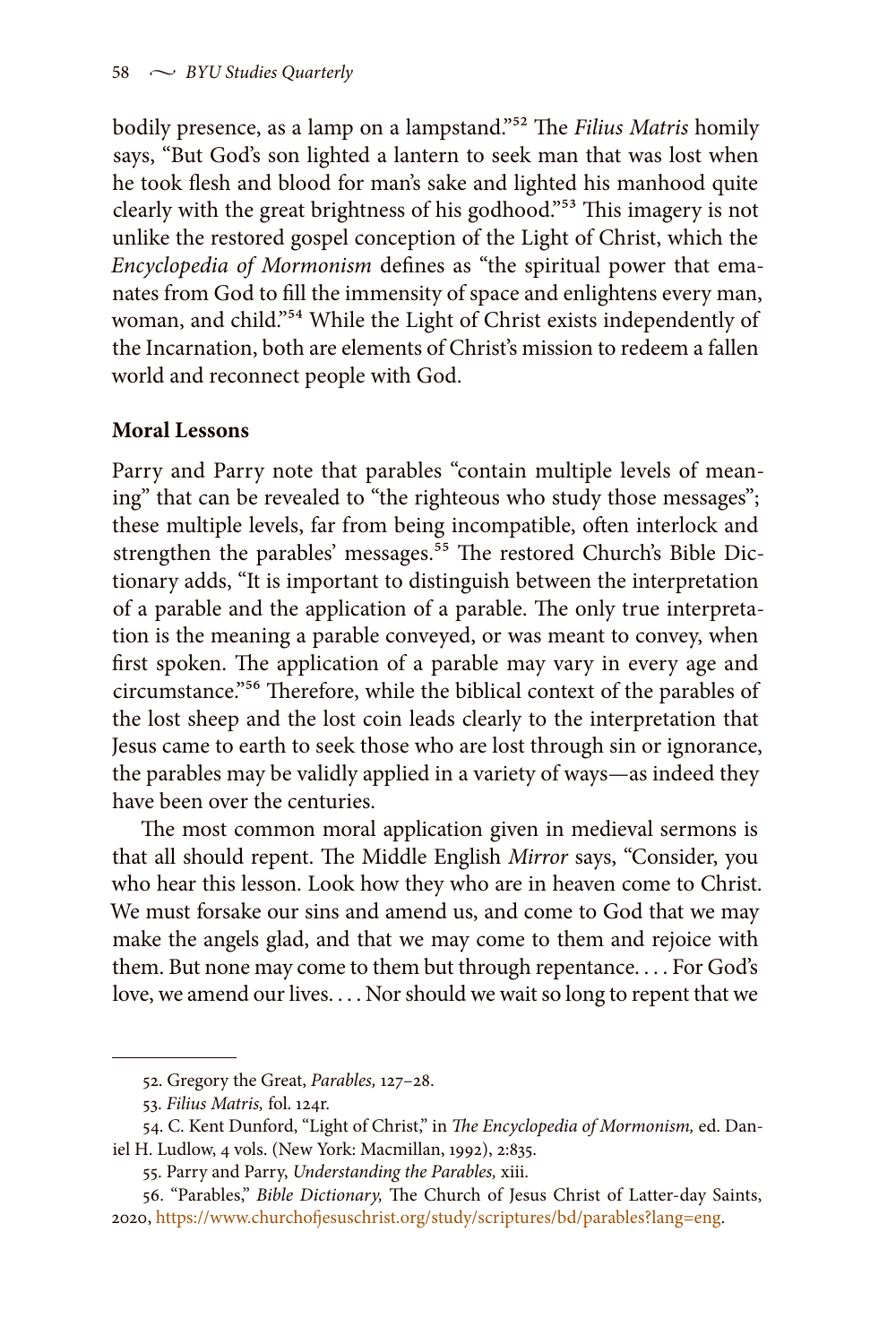bodily presence, as a lamp on a lampstand."[52] The *Filius Matris* homily says, "But God's son lighted a lantern to seek man that was lost when he took flesh and blood for man's sake and lighted his manhood quite clearly with the great brightness of his godhood."[53] This imagery is not unlike the restored gospel conception of the Light of Christ, which the *Encyclopedia of Mormonism* defines as "the spiritual power that emanates from God to fill the immensity of space and enlightens every man, woman, and child."[54] While the Light of Christ exists independently of the Incarnation, both are elements of Christ's mission to redeem a fallen world and reconnect people with God.

**Moral Lessons**

Parry and Parry note that parables "contain multiple levels of meaning" that can be revealed to "the righteous who study those messages"; these multiple levels, far from being incompatible, often interlock and strengthen the parables' messages.[55] The restored Church's Bible Dictionary adds, "It is important to distinguish between the interpretation of a parable and the application of a parable. The only true interpretation is the meaning a parable conveyed, or was meant to convey, when first spoken. The application of a parable may vary in every age and circumstance."[56] Therefore, while the biblical context of the parables of the lost sheep and the lost coin leads clearly to the interpretation that Jesus came to earth to seek those who are lost through sin or ignorance, the parables may be validly applied in a variety of ways—as indeed they have been over the centuries.

The most common moral application given in medieval sermons is that all should repent. The Middle English *Mirror* says, "Consider, you who hear this lesson. Look how they who are in heaven come to Christ. We must forsake our sins and amend us, and come to God that we may make the angels glad, and that we may come to them and rejoice with them. But none may come to them but through repentance. . . . For God's love, we amend our lives. . . . Nor should we wait so long to repent that we

52. Gregory the Great, *Parables,* 127–28.

53. *Filius Matris,* fol. 124r.

54. C. Kent Dunford, "Light of Christ," in *The Encyclopedia of Mormonism,* ed. Daniel H. Ludlow, 4 vols. (New York: Macmillan, 1992), 2:835.

55. Parry and Parry, *Understanding the Parables,* xiii.

56. "Parables," *Bible Dictionary,* The Church of Jesus Christ of Latter-day Saints, 2020, https://www.churchofjesuschrist.org/study/scriptures/bd/parables?lang=eng.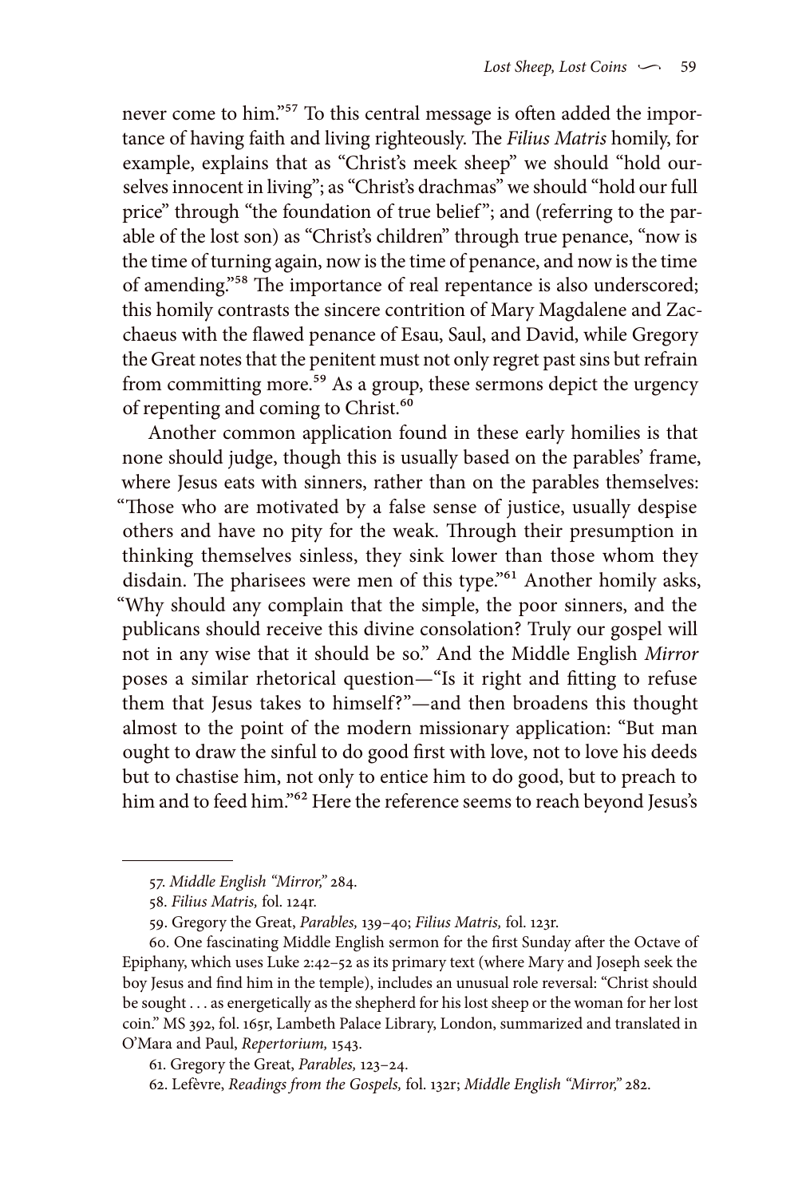never come to him."[57] To this central message is often added the importance of having faith and living righteously. The *Filius Matris* homily, for example, explains that as "Christ's meek sheep" we should "hold ourselves innocent in living"; as "Christ's drachmas" we should "hold our full price" through "the foundation of true belief"; and (referring to the parable of the lost son) as "Christ's children" through true penance, "now is the time of turning again, now is the time of penance, and now is the time of amending."[58] The importance of real repentance is also underscored; this homily contrasts the sincere contrition of Mary Magdalene and Zacchaeus with the flawed penance of Esau, Saul, and David, while Gregory the Great notes that the penitent must not only regret past sins but refrain from committing more.[59] As a group, these sermons depict the urgency of repenting and coming to Christ.[60]

Another common application found in these early homilies is that none should judge, though this is usually based on the parables' frame, where Jesus eats with sinners, rather than on the parables themselves: "Those who are motivated by a false sense of justice, usually despise others and have no pity for the weak. Through their presumption in thinking themselves sinless, they sink lower than those whom they disdain. The pharisees were men of this type."[61] Another homily asks, "Why should any complain that the simple, the poor sinners, and the publicans should receive this divine consolation? Truly our gospel will not in any wise that it should be so." And the Middle English *Mirror* poses a similar rhetorical question—"Is it right and fitting to refuse them that Jesus takes to himself?"—and then broadens this thought almost to the point of the modern missionary application: "But man ought to draw the sinful to do good first with love, not to love his deeds but to chastise him, not only to entice him to do good, but to preach to him and to feed him."[62] Here the reference seems to reach beyond Jesus's

---

57. *Middle English "Mirror,"* 284.

58. *Filius Matris,* fol. 124r.

59. Gregory the Great, *Parables,* 139–40; *Filius Matris,* fol. 123r.

60. One fascinating Middle English sermon for the first Sunday after the Octave of Epiphany, which uses Luke 2:42–52 as its primary text (where Mary and Joseph seek the boy Jesus and find him in the temple), includes an unusual role reversal: "Christ should be sought . . . as energetically as the shepherd for his lost sheep or the woman for her lost coin." MS 392, fol. 165r, Lambeth Palace Library, London, summarized and translated in O'Mara and Paul, *Repertorium,* 1543.

61. Gregory the Great, *Parables,* 123–24.

62. Lefèvre, *Readings from the Gospels,* fol. 132r; *Middle English "Mirror,"* 282.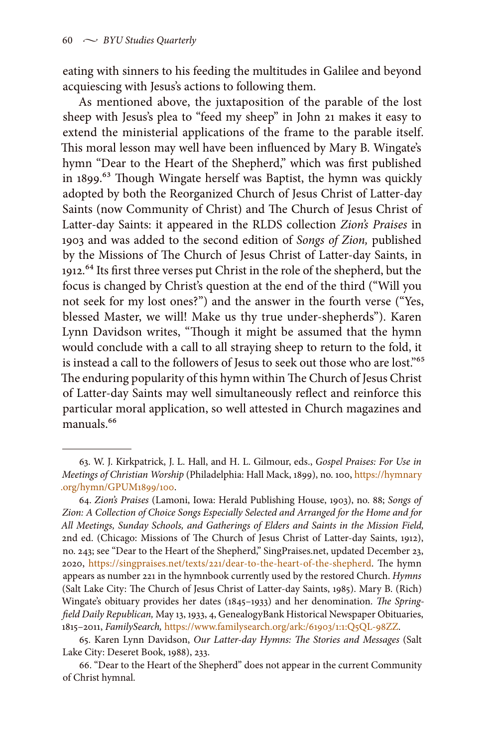eating with sinners to his feeding the multitudes in Galilee and beyond acquiescing with Jesus's actions to following them.

As mentioned above, the juxtaposition of the parable of the lost sheep with Jesus's plea to "feed my sheep" in John 21 makes it easy to extend the ministerial applications of the frame to the parable itself. This moral lesson may well have been influenced by Mary B. Wingate's hymn "Dear to the Heart of the Shepherd," which was first published in 1899.[63] Though Wingate herself was Baptist, the hymn was quickly adopted by both the Reorganized Church of Jesus Christ of Latter-day Saints (now Community of Christ) and The Church of Jesus Christ of Latter-day Saints: it appeared in the RLDS collection *Zion's Praises* in 1903 and was added to the second edition of *Songs of Zion,* published by the Missions of The Church of Jesus Christ of Latter-day Saints, in 1912.[64] Its first three verses put Christ in the role of the shepherd, but the focus is changed by Christ's question at the end of the third ("Will you not seek for my lost ones?") and the answer in the fourth verse ("Yes, blessed Master, we will! Make us thy true under-shepherds"). Karen Lynn Davidson writes, "Though it might be assumed that the hymn would conclude with a call to all straying sheep to return to the fold, it is instead a call to the followers of Jesus to seek out those who are lost."[65] The enduring popularity of this hymn within The Church of Jesus Christ of Latter-day Saints may well simultaneously reflect and reinforce this particular moral application, so well attested in Church magazines and manuals.[66]

---

63. W. J. Kirkpatrick, J. L. Hall, and H. L. Gilmour, eds., *Gospel Praises: For Use in Meetings of Christian Worship* (Philadelphia: Hall Mack, 1899), no. 100, https://hymnary.org/hymn/GPUM1899/100.

64. *Zion's Praises* (Lamoni, Iowa: Herald Publishing House, 1903), no. 88; *Songs of Zion: A Collection of Choice Songs Especially Selected and Arranged for the Home and for All Meetings, Sunday Schools, and Gatherings of Elders and Saints in the Mission Field,* 2nd ed. (Chicago: Missions of The Church of Jesus Christ of Latter-day Saints, 1912), no. 243; see "Dear to the Heart of the Shepherd," SingPraises.net, updated December 23, 2020, https://singpraises.net/texts/221/dear-to-the-heart-of-the-shepherd. The hymn appears as number 221 in the hymnbook currently used by the restored Church. *Hymns* (Salt Lake City: The Church of Jesus Christ of Latter-day Saints, 1985). Mary B. (Rich) Wingate's obituary provides her dates (1845–1933) and her denomination. *The Springfield Daily Republican,* May 13, 1933, 4, GenealogyBank Historical Newspaper Obituaries, 1815–2011, *FamilySearch,* https://www.familysearch.org/ark:/61903/1:1:Q5QL-98ZZ.

65. Karen Lynn Davidson, *Our Latter-day Hymns: The Stories and Messages* (Salt Lake City: Deseret Book, 1988), 233.

66. "Dear to the Heart of the Shepherd" does not appear in the current Community of Christ hymnal.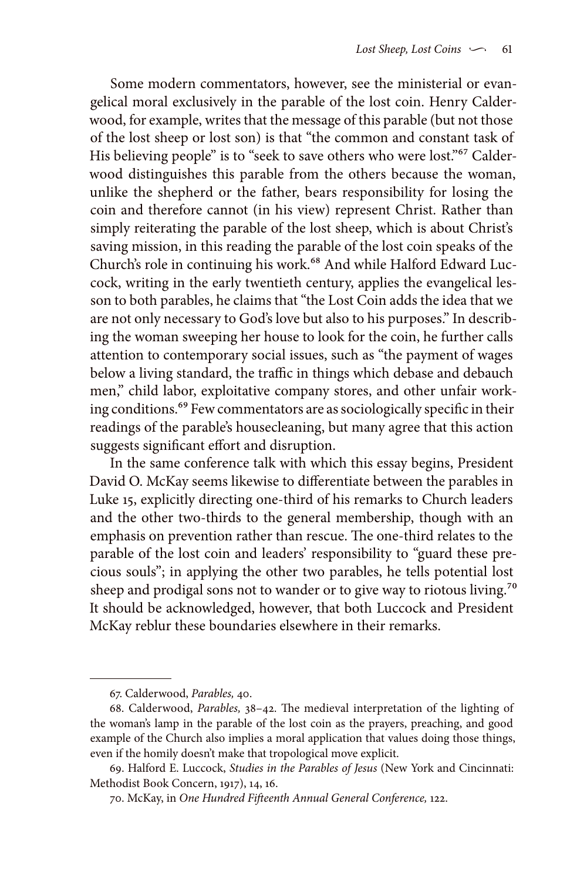Some modern commentators, however, see the ministerial or evangelical moral exclusively in the parable of the lost coin. Henry Calderwood, for example, writes that the message of this parable (but not those of the lost sheep or lost son) is that "the common and constant task of His believing people" is to "seek to save others who were lost."[67] Calderwood distinguishes this parable from the others because the woman, unlike the shepherd or the father, bears responsibility for losing the coin and therefore cannot (in his view) represent Christ. Rather than simply reiterating the parable of the lost sheep, which is about Christ's saving mission, in this reading the parable of the lost coin speaks of the Church's role in continuing his work.[68] And while Halford Edward Luccock, writing in the early twentieth century, applies the evangelical lesson to both parables, he claims that "the Lost Coin adds the idea that we are not only necessary to God's love but also to his purposes." In describing the woman sweeping her house to look for the coin, he further calls attention to contemporary social issues, such as "the payment of wages below a living standard, the traffic in things which debase and debauch men," child labor, exploitative company stores, and other unfair working conditions.[69] Few commentators are as sociologically specific in their readings of the parable's housecleaning, but many agree that this action suggests significant effort and disruption.

In the same conference talk with which this essay begins, President David O. McKay seems likewise to differentiate between the parables in Luke 15, explicitly directing one-third of his remarks to Church leaders and the other two-thirds to the general membership, though with an emphasis on prevention rather than rescue. The one-third relates to the parable of the lost coin and leaders' responsibility to "guard these precious souls"; in applying the other two parables, he tells potential lost sheep and prodigal sons not to wander or to give way to riotous living.[70] It should be acknowledged, however, that both Luccock and President McKay reblur these boundaries elsewhere in their remarks.

---

67. Calderwood, *Parables,* 40.

68. Calderwood, *Parables,* 38–42. The medieval interpretation of the lighting of the woman's lamp in the parable of the lost coin as the prayers, preaching, and good example of the Church also implies a moral application that values doing those things, even if the homily doesn't make that tropological move explicit.

69. Halford E. Luccock, *Studies in the Parables of Jesus* (New York and Cincinnati: Methodist Book Concern, 1917), 14, 16.

70. McKay, in *One Hundred Fifteenth Annual General Conference,* 122.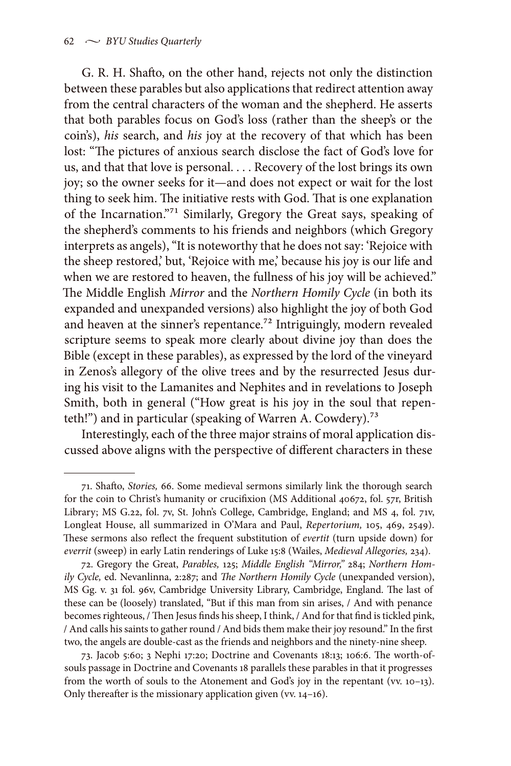G. R. H. Shafto, on the other hand, rejects not only the distinction between these parables but also applications that redirect attention away from the central characters of the woman and the shepherd. He asserts that both parables focus on God's loss (rather than the sheep's or the coin's), *his* search, and *his* joy at the recovery of that which has been lost: "The pictures of anxious search disclose the fact of God's love for us, and that that love is personal. . . . Recovery of the lost brings its own joy; so the owner seeks for it—and does not expect or wait for the lost thing to seek him. The initiative rests with God. That is one explanation of the Incarnation."[71] Similarly, Gregory the Great says, speaking of the shepherd's comments to his friends and neighbors (which Gregory interprets as angels), "It is noteworthy that he does not say: 'Rejoice with the sheep restored,' but, 'Rejoice with me,' because his joy is our life and when we are restored to heaven, the fullness of his joy will be achieved." The Middle English *Mirror* and the *Northern Homily Cycle* (in both its expanded and unexpanded versions) also highlight the joy of both God and heaven at the sinner's repentance.[72] Intriguingly, modern revealed scripture seems to speak more clearly about divine joy than does the Bible (except in these parables), as expressed by the lord of the vineyard in Zenos's allegory of the olive trees and by the resurrected Jesus during his visit to the Lamanites and Nephites and in revelations to Joseph Smith, both in general ("How great is his joy in the soul that repenteth!") and in particular (speaking of Warren A. Cowdery).[73]

Interestingly, each of the three major strains of moral application discussed above aligns with the perspective of different characters in these

---

71. Shafto, *Stories,* 66. Some medieval sermons similarly link the thorough search for the coin to Christ's humanity or crucifixion (MS Additional 40672, fol. 57r, British Library; MS G.22, fol. 7v, St. John's College, Cambridge, England; and MS 4, fol. 71v, Longleat House, all summarized in O'Mara and Paul, *Repertorium,* 105, 469, 2549). These sermons also reflect the frequent substitution of *evertit* (turn upside down) for *everrit* (sweep) in early Latin renderings of Luke 15:8 (Wailes, *Medieval Allegories,* 234).

72. Gregory the Great, *Parables,* 125; *Middle English "Mirror,"* 284; *Northern Homily Cycle,* ed. Nevanlinna, 2:287; and *The Northern Homily Cycle* (unexpanded version), MS Gg. v. 31 fol. 96v, Cambridge University Library, Cambridge, England. The last of these can be (loosely) translated, "But if this man from sin arises, / And with penance becomes righteous, / Then Jesus finds his sheep, I think, / And for that find is tickled pink, / And calls his saints to gather round / And bids them make their joy resound." In the first two, the angels are double-cast as the friends and neighbors and the ninety-nine sheep.

73. Jacob 5:60; 3 Nephi 17:20; Doctrine and Covenants 18:13; 106:6. The worth-of-souls passage in Doctrine and Covenants 18 parallels these parables in that it progresses from the worth of souls to the Atonement and God's joy in the repentant (vv. 10–13). Only thereafter is the missionary application given (vv. 14–16).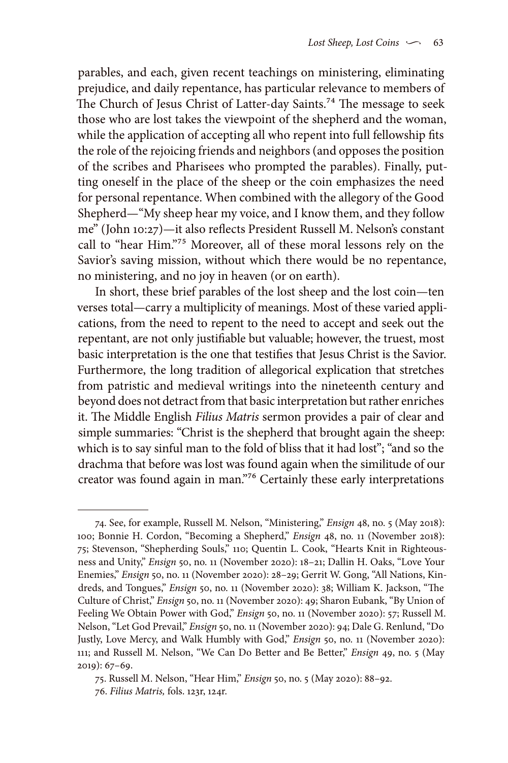parables, and each, given recent teachings on ministering, eliminating prejudice, and daily repentance, has particular relevance to members of The Church of Jesus Christ of Latter-day Saints.[74] The message to seek those who are lost takes the viewpoint of the shepherd and the woman, while the application of accepting all who repent into full fellowship fits the role of the rejoicing friends and neighbors (and opposes the position of the scribes and Pharisees who prompted the parables). Finally, putting oneself in the place of the sheep or the coin emphasizes the need for personal repentance. When combined with the allegory of the Good Shepherd—"My sheep hear my voice, and I know them, and they follow me" (John 10:27)—it also reflects President Russell M. Nelson's constant call to "hear Him."[75] Moreover, all of these moral lessons rely on the Savior's saving mission, without which there would be no repentance, no ministering, and no joy in heaven (or on earth).

In short, these brief parables of the lost sheep and the lost coin—ten verses total—carry a multiplicity of meanings. Most of these varied applications, from the need to repent to the need to accept and seek out the repentant, are not only justifiable but valuable; however, the truest, most basic interpretation is the one that testifies that Jesus Christ is the Savior. Furthermore, the long tradition of allegorical explication that stretches from patristic and medieval writings into the nineteenth century and beyond does not detract from that basic interpretation but rather enriches it. The Middle English *Filius Matris* sermon provides a pair of clear and simple summaries: "Christ is the shepherd that brought again the sheep: which is to say sinful man to the fold of bliss that it had lost"; "and so the drachma that before was lost was found again when the similitude of our creator was found again in man."[76] Certainly these early interpretations

---

74. See, for example, Russell M. Nelson, "Ministering," *Ensign* 48, no. 5 (May 2018): 100; Bonnie H. Cordon, "Becoming a Shepherd," *Ensign* 48, no. 11 (November 2018): 75; Stevenson, "Shepherding Souls," 110; Quentin L. Cook, "Hearts Knit in Righteousness and Unity," *Ensign* 50, no. 11 (November 2020): 18–21; Dallin H. Oaks, "Love Your Enemies," *Ensign* 50, no. 11 (November 2020): 28–29; Gerrit W. Gong, "All Nations, Kindreds, and Tongues," *Ensign* 50, no. 11 (November 2020): 38; William K. Jackson, "The Culture of Christ," *Ensign* 50, no. 11 (November 2020): 49; Sharon Eubank, "By Union of Feeling We Obtain Power with God," *Ensign* 50, no. 11 (November 2020): 57; Russell M. Nelson, "Let God Prevail," *Ensign* 50, no. 11 (November 2020): 94; Dale G. Renlund, "Do Justly, Love Mercy, and Walk Humbly with God," *Ensign* 50, no. 11 (November 2020): 111; and Russell M. Nelson, "We Can Do Better and Be Better," *Ensign* 49, no. 5 (May 2019): 67–69.

75. Russell M. Nelson, "Hear Him," *Ensign* 50, no. 5 (May 2020): 88–92.

76. *Filius Matris,* fols. 123r, 124r.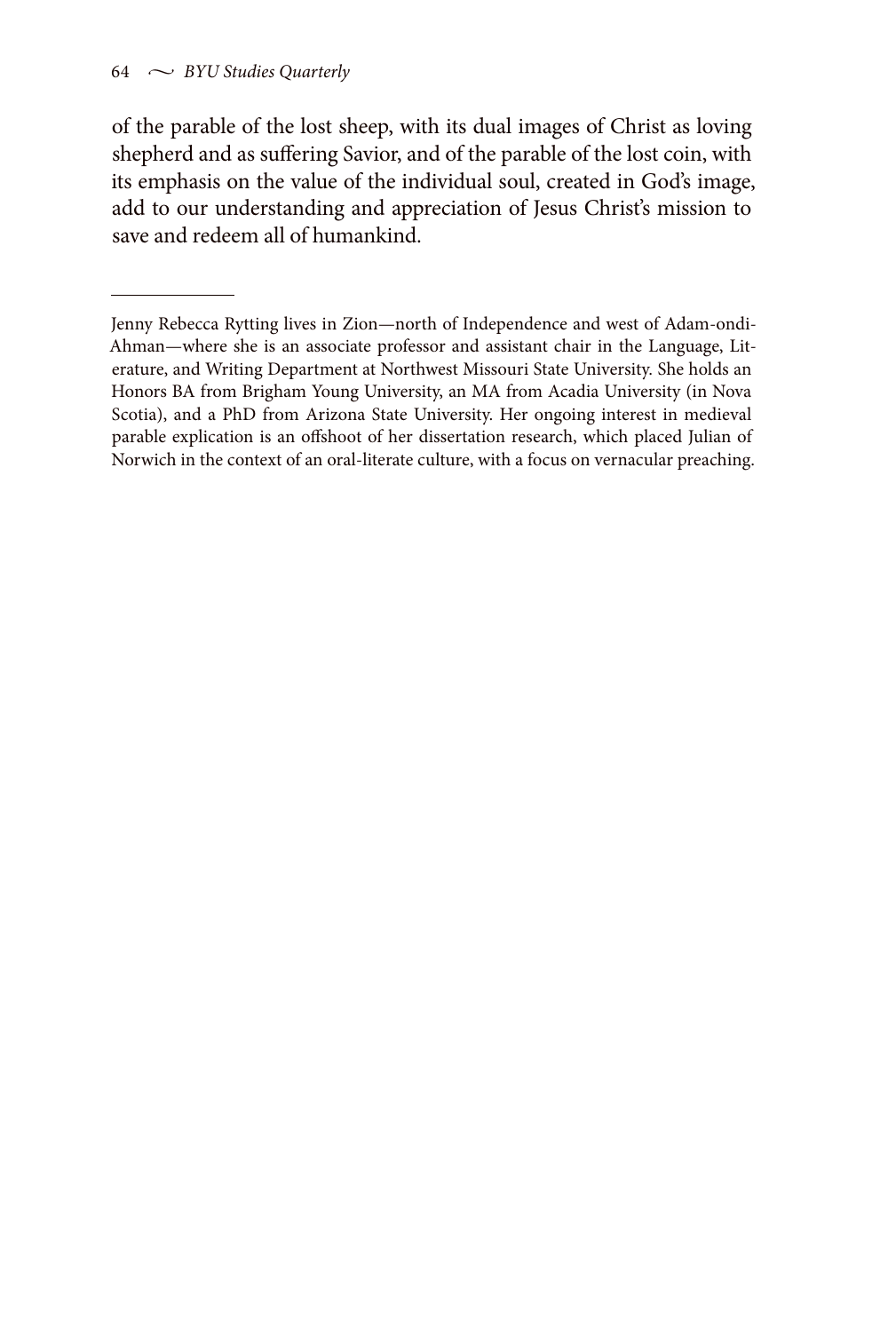of the parable of the lost sheep, with its dual images of Christ as loving shepherd and as suffering Savior, and of the parable of the lost coin, with its emphasis on the value of the individual soul, created in God's image, add to our understanding and appreciation of Jesus Christ's mission to save and redeem all of humankind.

---

Jenny Rebecca Rytting lives in Zion—north of Independence and west of Adam-ondi-Ahman—where she is an associate professor and assistant chair in the Language, Literature, and Writing Department at Northwest Missouri State University. She holds an Honors BA from Brigham Young University, an MA from Acadia University (in Nova Scotia), and a PhD from Arizona State University. Her ongoing interest in medieval parable explication is an offshoot of her dissertation research, which placed Julian of Norwich in the context of an oral-literate culture, with a focus on vernacular preaching.